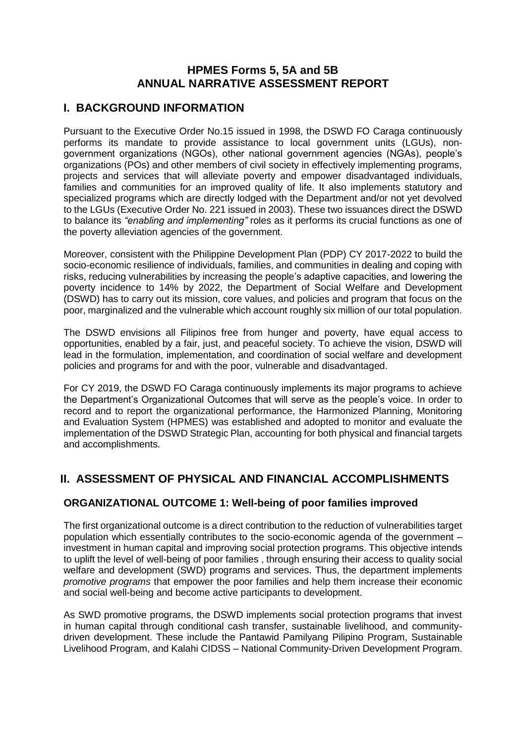# HPMES Forms 5, 5A and 5B
# ANNUAL NARRATIVE ASSESSMENT REPORT

## I. BACKGROUND INFORMATION

Pursuant to the Executive Order No.15 issued in 1998, the DSWD FO Caraga continuously performs its mandate to provide assistance to local government units (LGUs), non-government organizations (NGOs), other national government agencies (NGAs), people's organizations (POs) and other members of civil society in effectively implementing programs, projects and services that will alleviate poverty and empower disadvantaged individuals, families and communities for an improved quality of life. It also implements statutory and specialized programs which are directly lodged with the Department and/or not yet devolved to the LGUs (Executive Order No. 221 issued in 2003). These two issuances direct the DSWD to balance its *"enabling and implementing"* roles as it performs its crucial functions as one of the poverty alleviation agencies of the government.

Moreover, consistent with the Philippine Development Plan (PDP) CY 2017-2022 to build the socio-economic resilience of individuals, families, and communities in dealing and coping with risks, reducing vulnerabilities by increasing the people's adaptive capacities, and lowering the poverty incidence to 14% by 2022, the Department of Social Welfare and Development (DSWD) has to carry out its mission, core values, and policies and program that focus on the poor, marginalized and the vulnerable which account roughly six million of our total population.

The DSWD envisions all Filipinos free from hunger and poverty, have equal access to opportunities, enabled by a fair, just, and peaceful society. To achieve the vision, DSWD will lead in the formulation, implementation, and coordination of social welfare and development policies and programs for and with the poor, vulnerable and disadvantaged.

For CY 2019, the DSWD FO Caraga continuously implements its major programs to achieve the Department's Organizational Outcomes that will serve as the people's voice. In order to record and to report the organizational performance, the Harmonized Planning, Monitoring and Evaluation System (HPMES) was established and adopted to monitor and evaluate the implementation of the DSWD Strategic Plan, accounting for both physical and financial targets and accomplishments.

## II. ASSESSMENT OF PHYSICAL AND FINANCIAL ACCOMPLISHMENTS

### ORGANIZATIONAL OUTCOME 1: Well-being of poor families improved

The first organizational outcome is a direct contribution to the reduction of vulnerabilities target population which essentially contributes to the socio-economic agenda of the government – investment in human capital and improving social protection programs. This objective intends to uplift the level of well-being of poor families , through ensuring their access to quality social welfare and development (SWD) programs and services. Thus, the department implements *promotive programs* that empower the poor families and help them increase their economic and social well-being and become active participants to development.

As SWD promotive programs, the DSWD implements social protection programs that invest in human capital through conditional cash transfer, sustainable livelihood, and community-driven development. These include the Pantawid Pamilyang Pilipino Program, Sustainable Livelihood Program, and Kalahi CIDSS – National Community-Driven Development Program.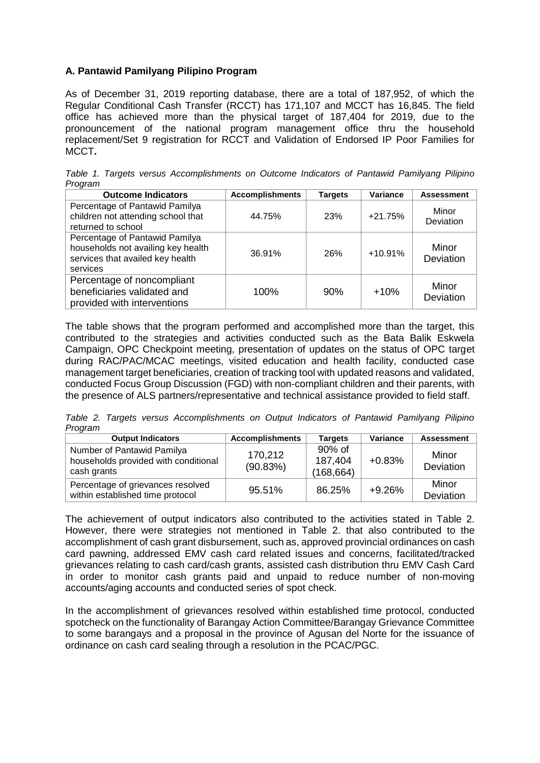### A. Pantawid Pamilyang Pilipino Program

As of December 31, 2019 reporting database, there are a total of 187,952, of which the Regular Conditional Cash Transfer (RCCT) has 171,107 and MCCT has 16,845. The field office has achieved more than the physical target of 187,404 for 2019, due to the pronouncement of the national program management office thru the household replacement/Set 9 registration for RCCT and Validation of Endorsed IP Poor Families for MCCT**.**

*Table 1. Targets versus Accomplishments on Outcome Indicators of Pantawid Pamilyang Pilipino Program*

| Outcome Indicators | Accomplishments | Targets | Variance | Assessment |
|---|---|---|---|---|
| Percentage of Pantawid Pamilya children not attending school that returned to school | 44.75% | 23% | +21.75% | Minor Deviation |
| Percentage of Pantawid Pamilya households not availing key health services that availed key health services | 36.91% | 26% | +10.91% | Minor Deviation |
| Percentage of noncompliant beneficiaries validated and provided with interventions | 100% | 90% | +10% | Minor Deviation |

The table shows that the program performed and accomplished more than the target, this contributed to the strategies and activities conducted such as the Bata Balik Eskwela Campaign, OPC Checkpoint meeting, presentation of updates on the status of OPC target during RAC/PAC/MCAC meetings, visited education and health facility, conducted case management target beneficiaries, creation of tracking tool with updated reasons and validated, conducted Focus Group Discussion (FGD) with non-compliant children and their parents, with the presence of ALS partners/representative and technical assistance provided to field staff.

*Table 2. Targets versus Accomplishments on Output Indicators of Pantawid Pamilyang Pilipino Program*

| Output Indicators | Accomplishments | Targets | Variance | Assessment |
|---|---|---|---|---|
| Number of Pantawid Pamilya households provided with conditional cash grants | 170,212 (90.83%) | 90% of 187,404 (168,664) | +0.83% | Minor Deviation |
| Percentage of grievances resolved within established time protocol | 95.51% | 86.25% | +9.26% | Minor Deviation |

The achievement of output indicators also contributed to the activities stated in Table 2. However, there were strategies not mentioned in Table 2. that also contributed to the accomplishment of cash grant disbursement, such as, approved provincial ordinances on cash card pawning, addressed EMV cash card related issues and concerns, facilitated/tracked grievances relating to cash card/cash grants, assisted cash distribution thru EMV Cash Card in order to monitor cash grants paid and unpaid to reduce number of non-moving accounts/aging accounts and conducted series of spot check.

In the accomplishment of grievances resolved within established time protocol, conducted spotcheck on the functionality of Barangay Action Committee/Barangay Grievance Committee to some barangays and a proposal in the province of Agusan del Norte for the issuance of ordinance on cash card sealing through a resolution in the PCAC/PGC.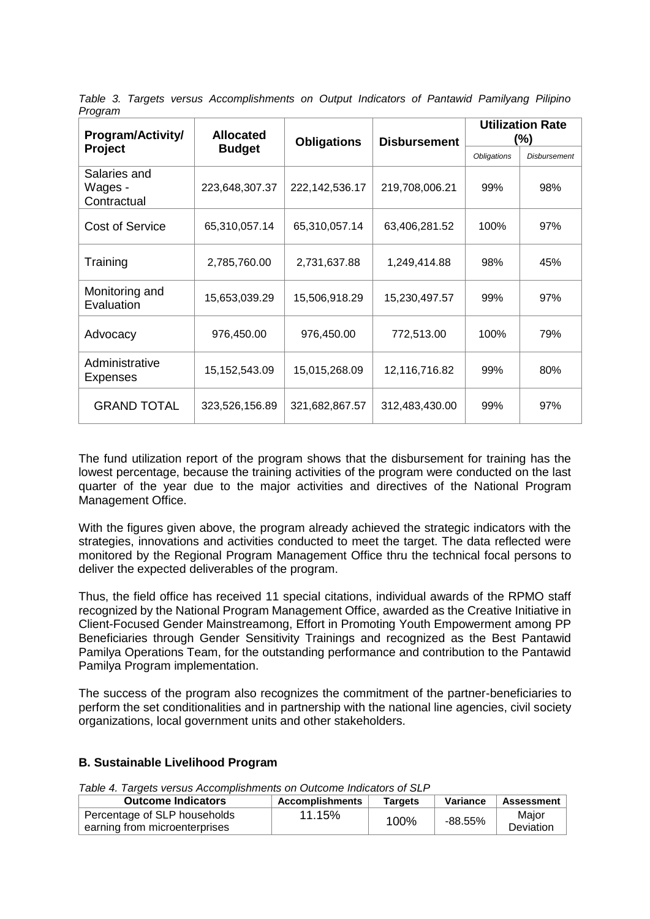*Table 3. Targets versus Accomplishments on Output Indicators of Pantawid Pamilyang Pilipino Program*

| Program/Activity/ Project | Allocated Budget | Obligations | Disbursement | Utilization Rate (%) | |
|---|---|---|---|---|---|
| | | | | *Obligations* | *Disbursement* |
| Salaries and Wages - Contractual | 223,648,307.37 | 222,142,536.17 | 219,708,006.21 | 99% | 98% |
| Cost of Service | 65,310,057.14 | 65,310,057.14 | 63,406,281.52 | 100% | 97% |
| Training | 2,785,760.00 | 2,731,637.88 | 1,249,414.88 | 98% | 45% |
| Monitoring and Evaluation | 15,653,039.29 | 15,506,918.29 | 15,230,497.57 | 99% | 97% |
| Advocacy | 976,450.00 | 976,450.00 | 772,513.00 | 100% | 79% |
| Administrative Expenses | 15,152,543.09 | 15,015,268.09 | 12,116,716.82 | 99% | 80% |
| GRAND TOTAL | 323,526,156.89 | 321,682,867.57 | 312,483,430.00 | 99% | 97% |

The fund utilization report of the program shows that the disbursement for training has the lowest percentage, because the training activities of the program were conducted on the last quarter of the year due to the major activities and directives of the National Program Management Office.

With the figures given above, the program already achieved the strategic indicators with the strategies, innovations and activities conducted to meet the target. The data reflected were monitored by the Regional Program Management Office thru the technical focal persons to deliver the expected deliverables of the program.

Thus, the field office has received 11 special citations, individual awards of the RPMO staff recognized by the National Program Management Office, awarded as the Creative Initiative in Client-Focused Gender Mainstreamong, Effort in Promoting Youth Empowerment among PP Beneficiaries through Gender Sensitivity Trainings and recognized as the Best Pantawid Pamilya Operations Team, for the outstanding performance and contribution to the Pantawid Pamilya Program implementation.

The success of the program also recognizes the commitment of the partner-beneficiaries to perform the set conditionalities and in partnership with the national line agencies, civil society organizations, local government units and other stakeholders.

### B. Sustainable Livelihood Program

*Table 4. Targets versus Accomplishments on Outcome Indicators of SLP*

| Outcome Indicators | Accomplishments | Targets | Variance | Assessment |
|---|---|---|---|---|
| Percentage of SLP households earning from microenterprises | 11.15% | 100% | -88.55% | Major Deviation |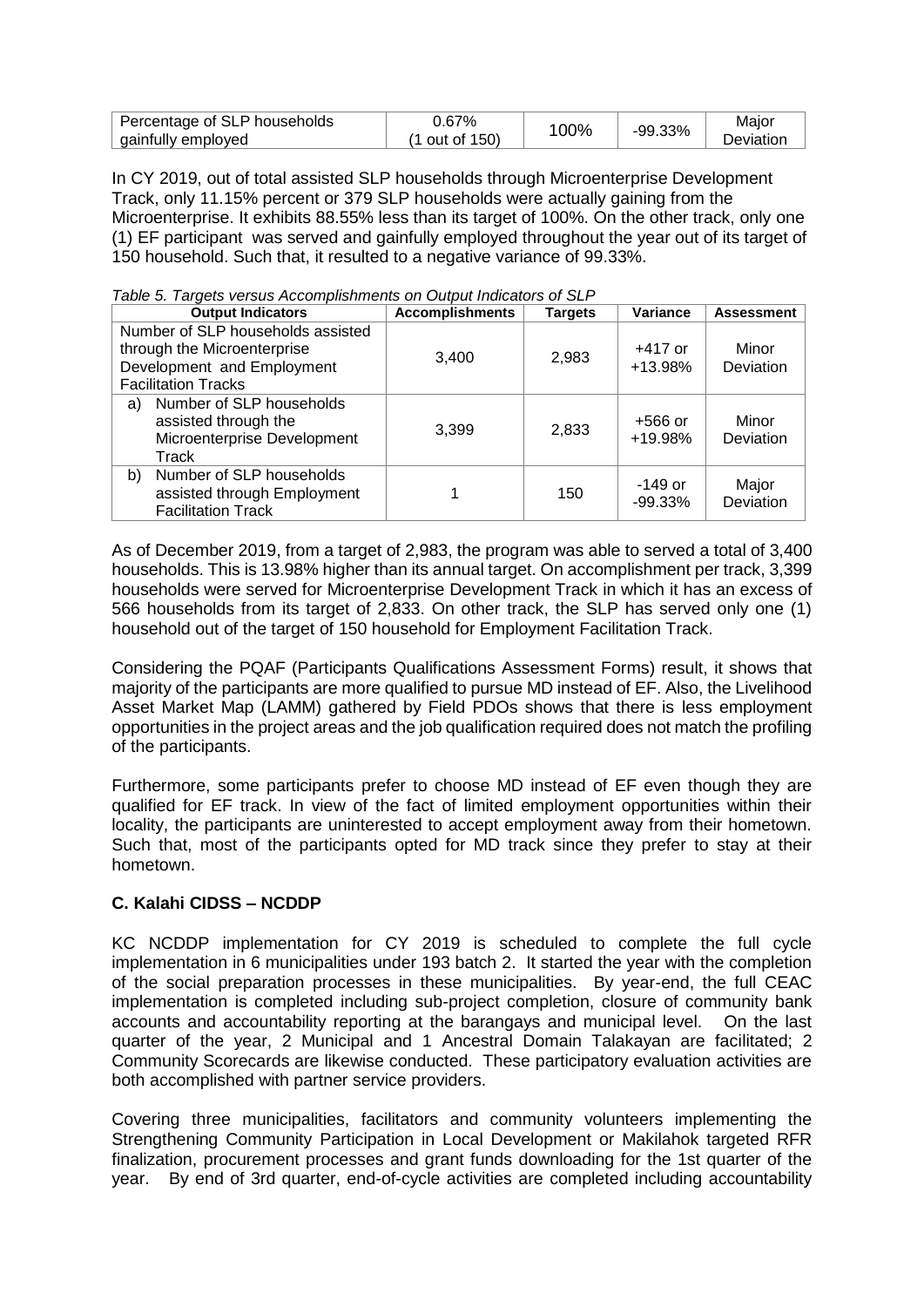| Percentage of SLP households gainfully employed | 0.67% (1 out of 150) | 100% | -99.33% | Major Deviation |
|---|---|---|---|---|

In CY 2019, out of total assisted SLP households through Microenterprise Development Track, only 11.15% percent or 379 SLP households were actually gaining from the Microenterprise. It exhibits 88.55% less than its target of 100%. On the other track, only one (1) EF participant was served and gainfully employed throughout the year out of its target of 150 household. Such that, it resulted to a negative variance of 99.33%.

*Table 5. Targets versus Accomplishments on Output Indicators of SLP*

| Output Indicators | Accomplishments | Targets | Variance | Assessment |
|---|---|---|---|---|
| Number of SLP households assisted through the Microenterprise Development and Employment Facilitation Tracks | 3,400 | 2,983 | +417 or +13.98% | Minor Deviation |
| a) Number of SLP households assisted through the Microenterprise Development Track | 3,399 | 2,833 | +566 or +19.98% | Minor Deviation |
| b) Number of SLP households assisted through Employment Facilitation Track | 1 | 150 | -149 or -99.33% | Major Deviation |

As of December 2019, from a target of 2,983, the program was able to served a total of 3,400 households. This is 13.98% higher than its annual target. On accomplishment per track, 3,399 households were served for Microenterprise Development Track in which it has an excess of 566 households from its target of 2,833. On other track, the SLP has served only one (1) household out of the target of 150 household for Employment Facilitation Track.

Considering the PQAF (Participants Qualifications Assessment Forms) result, it shows that majority of the participants are more qualified to pursue MD instead of EF. Also, the Livelihood Asset Market Map (LAMM) gathered by Field PDOs shows that there is less employment opportunities in the project areas and the job qualification required does not match the profiling of the participants.

Furthermore, some participants prefer to choose MD instead of EF even though they are qualified for EF track. In view of the fact of limited employment opportunities within their locality, the participants are uninterested to accept employment away from their hometown. Such that, most of the participants opted for MD track since they prefer to stay at their hometown.

**C. Kalahi CIDSS – NCDDP**

KC NCDDP implementation for CY 2019 is scheduled to complete the full cycle implementation in 6 municipalities under 193 batch 2. It started the year with the completion of the social preparation processes in these municipalities. By year-end, the full CEAC implementation is completed including sub-project completion, closure of community bank accounts and accountability reporting at the barangays and municipal level. On the last quarter of the year, 2 Municipal and 1 Ancestral Domain Talakayan are facilitated; 2 Community Scorecards are likewise conducted. These participatory evaluation activities are both accomplished with partner service providers.

Covering three municipalities, facilitators and community volunteers implementing the Strengthening Community Participation in Local Development or Makilahok targeted RFR finalization, procurement processes and grant funds downloading for the 1st quarter of the year. By end of 3rd quarter, end-of-cycle activities are completed including accountability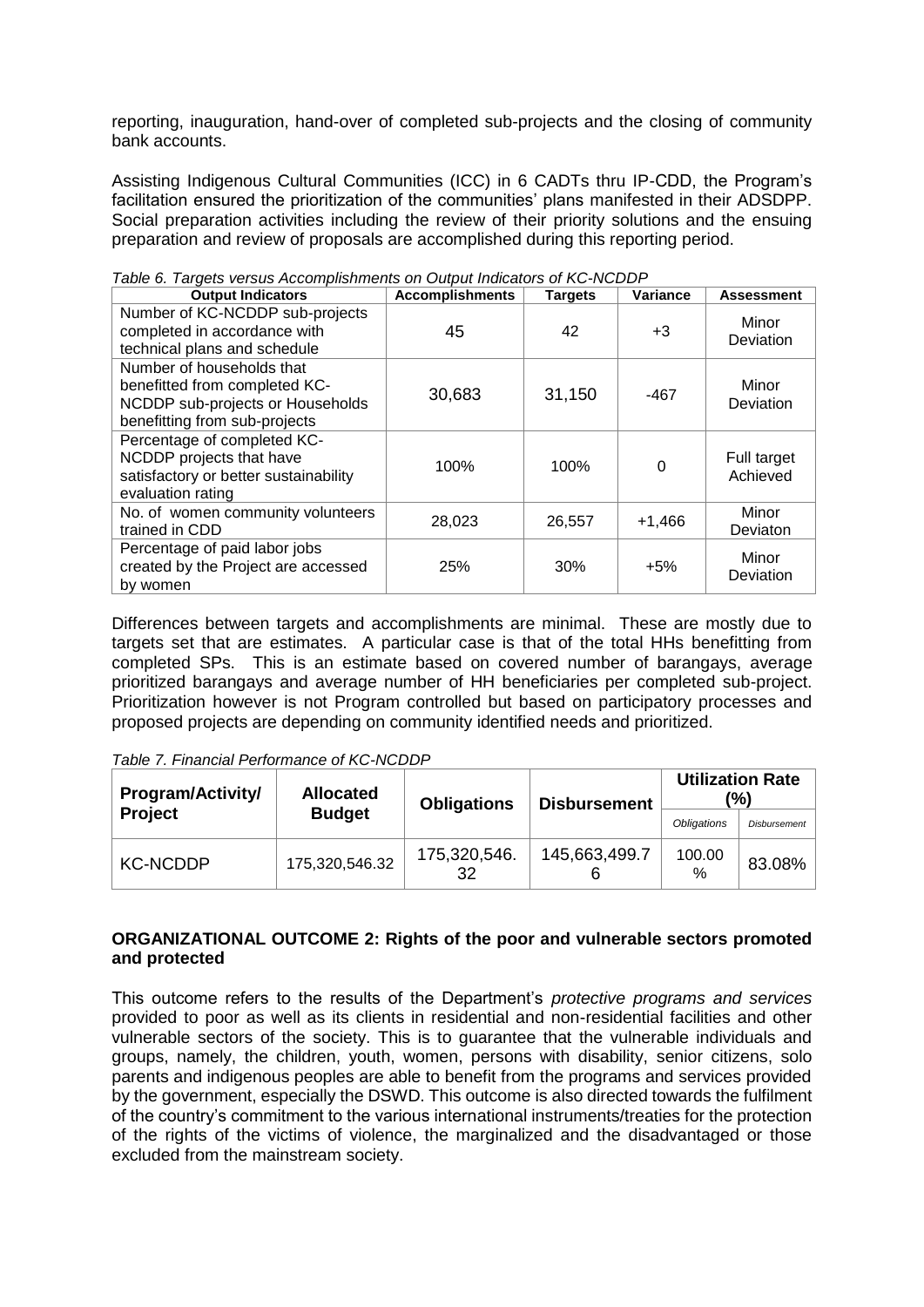reporting, inauguration, hand-over of completed sub-projects and the closing of community bank accounts.

Assisting Indigenous Cultural Communities (ICC) in 6 CADTs thru IP-CDD, the Program's facilitation ensured the prioritization of the communities' plans manifested in their ADSDPP. Social preparation activities including the review of their priority solutions and the ensuing preparation and review of proposals are accomplished during this reporting period.

*Table 6. Targets versus Accomplishments on Output Indicators of KC-NCDDP*

| Output Indicators | Accomplishments | Targets | Variance | Assessment |
|---|---|---|---|---|
| Number of KC-NCDDP sub-projects completed in accordance with technical plans and schedule | 45 | 42 | +3 | Minor Deviation |
| Number of households that benefitted from completed KC-NCDDP sub-projects or Households benefitting from sub-projects | 30,683 | 31,150 | -467 | Minor Deviation |
| Percentage of completed KC-NCDDP projects that have satisfactory or better sustainability evaluation rating | 100% | 100% | 0 | Full target Achieved |
| No. of women community volunteers trained in CDD | 28,023 | 26,557 | +1,466 | Minor Deviaton |
| Percentage of paid labor jobs created by the Project are accessed by women | 25% | 30% | +5% | Minor Deviation |

Differences between targets and accomplishments are minimal. These are mostly due to targets set that are estimates. A particular case is that of the total HHs benefitting from completed SPs. This is an estimate based on covered number of barangays, average prioritized barangays and average number of HH beneficiaries per completed sub-project. Prioritization however is not Program controlled but based on participatory processes and proposed projects are depending on community identified needs and prioritized.

*Table 7. Financial Performance of KC-NCDDP*

| Program/Activity/ Project | Allocated Budget | Obligations | Disbursement | Utilization Rate (%) | |
|---|---|---|---|---|---|
| | | | | *Obligations* | *Disbursement* |
| KC-NCDDP | 175,320,546.32 | 175,320,546.32 | 145,663,499.76 | 100.00 % | 83.08% |

**ORGANIZATIONAL OUTCOME 2: Rights of the poor and vulnerable sectors promoted and protected**

This outcome refers to the results of the Department's *protective programs and services* provided to poor as well as its clients in residential and non-residential facilities and other vulnerable sectors of the society. This is to guarantee that the vulnerable individuals and groups, namely, the children, youth, women, persons with disability, senior citizens, solo parents and indigenous peoples are able to benefit from the programs and services provided by the government, especially the DSWD. This outcome is also directed towards the fulfilment of the country's commitment to the various international instruments/treaties for the protection of the rights of the victims of violence, the marginalized and the disadvantaged or those excluded from the mainstream society.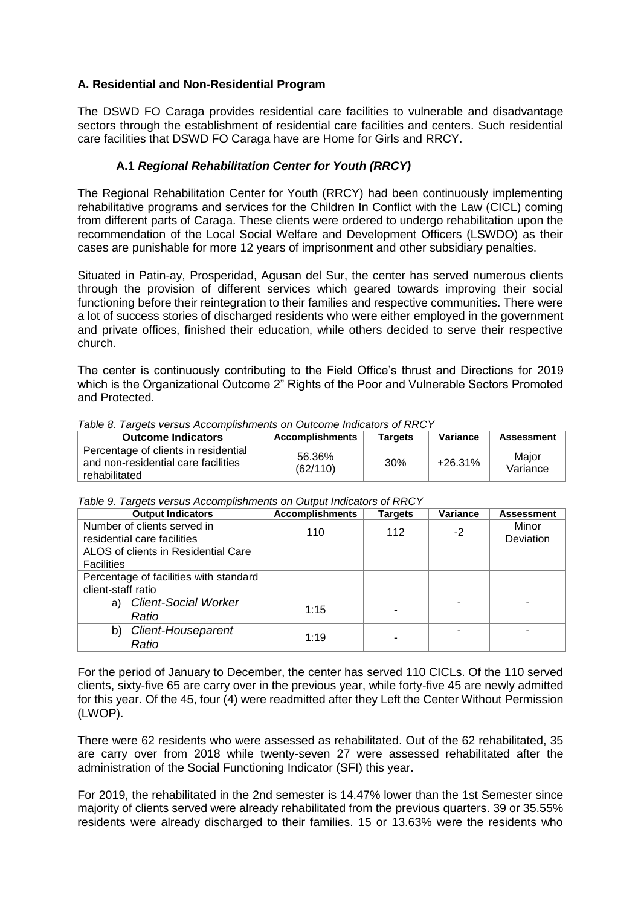### A. Residential and Non-Residential Program

The DSWD FO Caraga provides residential care facilities to vulnerable and disadvantage sectors through the establishment of residential care facilities and centers. Such residential care facilities that DSWD FO Caraga have are Home for Girls and RRCY.

#### A.1 *Regional Rehabilitation Center for Youth (RRCY)*

The Regional Rehabilitation Center for Youth (RRCY) had been continuously implementing rehabilitative programs and services for the Children In Conflict with the Law (CICL) coming from different parts of Caraga. These clients were ordered to undergo rehabilitation upon the recommendation of the Local Social Welfare and Development Officers (LSWDO) as their cases are punishable for more 12 years of imprisonment and other subsidiary penalties.

Situated in Patin-ay, Prosperidad, Agusan del Sur, the center has served numerous clients through the provision of different services which geared towards improving their social functioning before their reintegration to their families and respective communities. There were a lot of success stories of discharged residents who were either employed in the government and private offices, finished their education, while others decided to serve their respective church.

The center is continuously contributing to the Field Office's thrust and Directions for 2019 which is the Organizational Outcome 2" Rights of the Poor and Vulnerable Sectors Promoted and Protected.

*Table 8. Targets versus Accomplishments on Outcome Indicators of RRCY*

| Outcome Indicators | Accomplishments | Targets | Variance | Assessment |
|---|---|---|---|---|
| Percentage of clients in residential and non-residential care facilities rehabilitated | 56.36% (62/110) | 30% | +26.31% | Major Variance |

*Table 9. Targets versus Accomplishments on Output Indicators of RRCY*

| Output Indicators | Accomplishments | Targets | Variance | Assessment |
|---|---|---|---|---|
| Number of clients served in residential care facilities | 110 | 112 | -2 | Minor Deviation |
| ALOS of clients in Residential Care Facilities | | | | |
| Percentage of facilities with standard client-staff ratio | | | | |
| a) *Client-Social Worker Ratio* | 1:15 | - | - | - |
| b) *Client-Houseparent Ratio* | 1:19 | - | - | - |

For the period of January to December, the center has served 110 CICLs. Of the 110 served clients, sixty-five 65 are carry over in the previous year, while forty-five 45 are newly admitted for this year. Of the 45, four (4) were readmitted after they Left the Center Without Permission (LWOP).

There were 62 residents who were assessed as rehabilitated. Out of the 62 rehabilitated, 35 are carry over from 2018 while twenty-seven 27 were assessed rehabilitated after the administration of the Social Functioning Indicator (SFI) this year.

For 2019, the rehabilitated in the 2nd semester is 14.47% lower than the 1st Semester since majority of clients served were already rehabilitated from the previous quarters. 39 or 35.55% residents were already discharged to their families. 15 or 13.63% were the residents who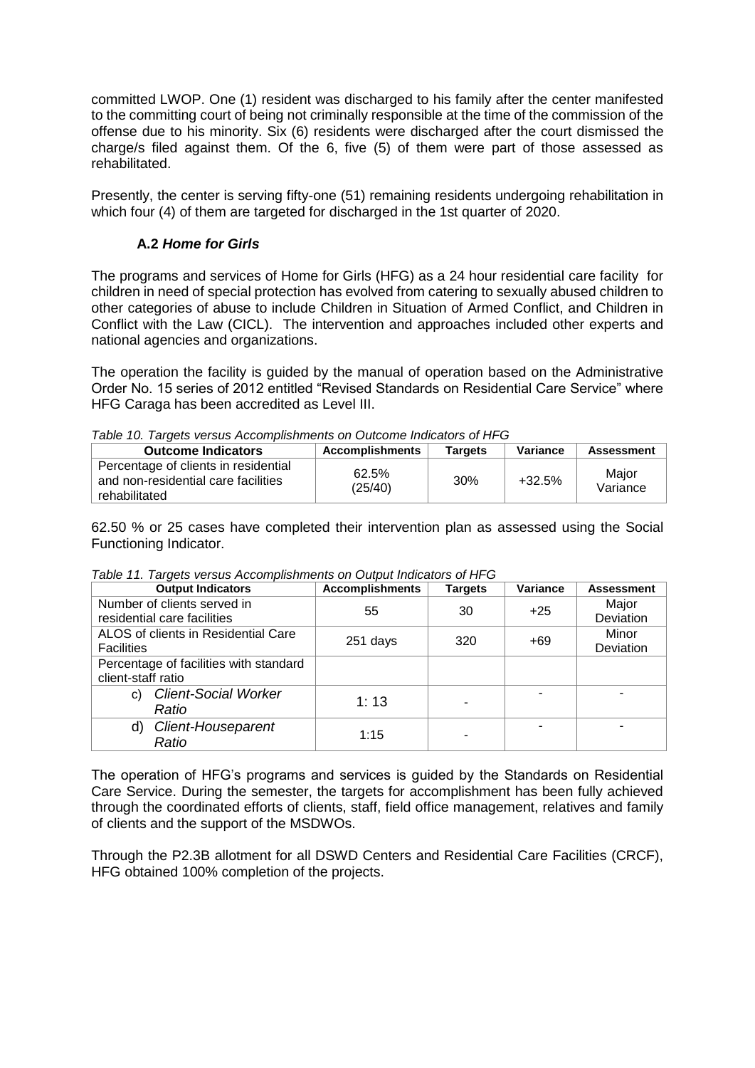committed LWOP. One (1) resident was discharged to his family after the center manifested to the committing court of being not criminally responsible at the time of the commission of the offense due to his minority. Six (6) residents were discharged after the court dismissed the charge/s filed against them. Of the 6, five (5) of them were part of those assessed as rehabilitated.

Presently, the center is serving fifty-one (51) remaining residents undergoing rehabilitation in which four (4) of them are targeted for discharged in the 1st quarter of 2020.

### A.2 *Home for Girls*

The programs and services of Home for Girls (HFG) as a 24 hour residential care facility for children in need of special protection has evolved from catering to sexually abused children to other categories of abuse to include Children in Situation of Armed Conflict, and Children in Conflict with the Law (CICL). The intervention and approaches included other experts and national agencies and organizations.

The operation the facility is guided by the manual of operation based on the Administrative Order No. 15 series of 2012 entitled "Revised Standards on Residential Care Service" where HFG Caraga has been accredited as Level III.

*Table 10. Targets versus Accomplishments on Outcome Indicators of HFG*

| Outcome Indicators | Accomplishments | Targets | Variance | Assessment |
|---|---|---|---|---|
| Percentage of clients in residential and non-residential care facilities rehabilitated | 62.5% (25/40) | 30% | +32.5% | Major Variance |

62.50 % or 25 cases have completed their intervention plan as assessed using the Social Functioning Indicator.

*Table 11. Targets versus Accomplishments on Output Indicators of HFG*

| Output Indicators | Accomplishments | Targets | Variance | Assessment |
|---|---|---|---|---|
| Number of clients served in residential care facilities | 55 | 30 | +25 | Major Deviation |
| ALOS of clients in Residential Care Facilities | 251 days | 320 | +69 | Minor Deviation |
| Percentage of facilities with standard client-staff ratio | | | | |
| c) *Client-Social Worker Ratio* | 1: 13 | - | - | - |
| d) *Client-Houseparent Ratio* | 1:15 | - | - | - |

The operation of HFG's programs and services is guided by the Standards on Residential Care Service. During the semester, the targets for accomplishment has been fully achieved through the coordinated efforts of clients, staff, field office management, relatives and family of clients and the support of the MSDWOs.

Through the P2.3B allotment for all DSWD Centers and Residential Care Facilities (CRCF), HFG obtained 100% completion of the projects.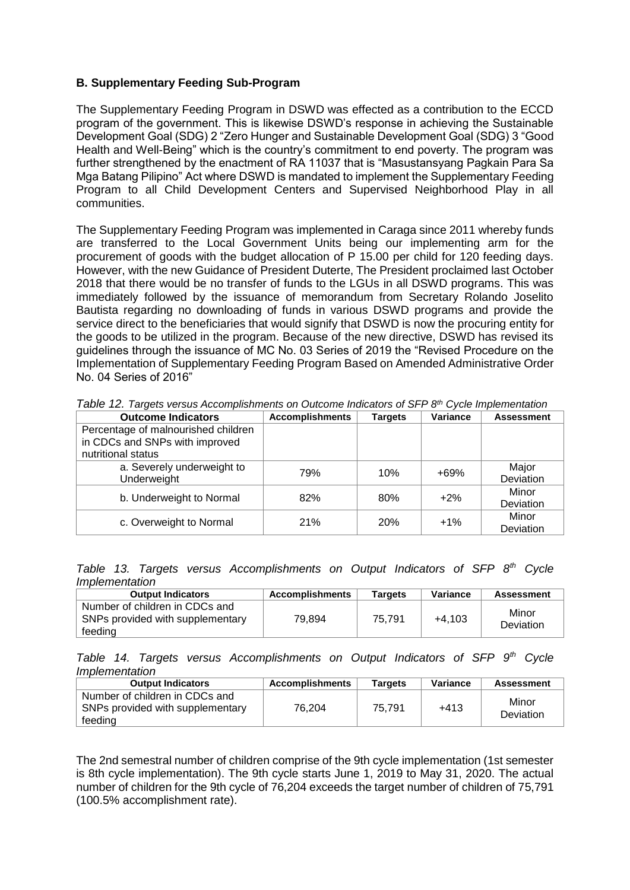**B. Supplementary Feeding Sub-Program**

The Supplementary Feeding Program in DSWD was effected as a contribution to the ECCD program of the government. This is likewise DSWD's response in achieving the Sustainable Development Goal (SDG) 2 "Zero Hunger and Sustainable Development Goal (SDG) 3 "Good Health and Well-Being" which is the country's commitment to end poverty. The program was further strengthened by the enactment of RA 11037 that is "Masustansyang Pagkain Para Sa Mga Batang Pilipino" Act where DSWD is mandated to implement the Supplementary Feeding Program to all Child Development Centers and Supervised Neighborhood Play in all communities.

The Supplementary Feeding Program was implemented in Caraga since 2011 whereby funds are transferred to the Local Government Units being our implementing arm for the procurement of goods with the budget allocation of P 15.00 per child for 120 feeding days. However, with the new Guidance of President Duterte, The President proclaimed last October 2018 that there would be no transfer of funds to the LGUs in all DSWD programs. This was immediately followed by the issuance of memorandum from Secretary Rolando Joselito Bautista regarding no downloading of funds in various DSWD programs and provide the service direct to the beneficiaries that would signify that DSWD is now the procuring entity for the goods to be utilized in the program. Because of the new directive, DSWD has revised its guidelines through the issuance of MC No. 03 Series of 2019 the "Revised Procedure on the Implementation of Supplementary Feeding Program Based on Amended Administrative Order No. 04 Series of 2016"

*Table 12. Targets versus Accomplishments on Outcome Indicators of SFP 8th Cycle Implementation*

| Outcome Indicators | Accomplishments | Targets | Variance | Assessment |
|---|---|---|---|---|
| Percentage of malnourished children in CDCs and SNPs with improved nutritional status | | | | |
| a. Severely underweight to Underweight | 79% | 10% | +69% | Major Deviation |
| b. Underweight to Normal | 82% | 80% | +2% | Minor Deviation |
| c. Overweight to Normal | 21% | 20% | +1% | Minor Deviation |

*Table 13. Targets versus Accomplishments on Output Indicators of SFP 8th Cycle Implementation*

| Output Indicators | Accomplishments | Targets | Variance | Assessment |
|---|---|---|---|---|
| Number of children in CDCs and SNPs provided with supplementary feeding | 79,894 | 75,791 | +4,103 | Minor Deviation |

*Table 14. Targets versus Accomplishments on Output Indicators of SFP 9th Cycle Implementation*

| Output Indicators | Accomplishments | Targets | Variance | Assessment |
|---|---|---|---|---|
| Number of children in CDCs and SNPs provided with supplementary feeding | 76,204 | 75,791 | +413 | Minor Deviation |

The 2nd semestral number of children comprise of the 9th cycle implementation (1st semester is 8th cycle implementation). The 9th cycle starts June 1, 2019 to May 31, 2020. The actual number of children for the 9th cycle of 76,204 exceeds the target number of children of 75,791 (100.5% accomplishment rate).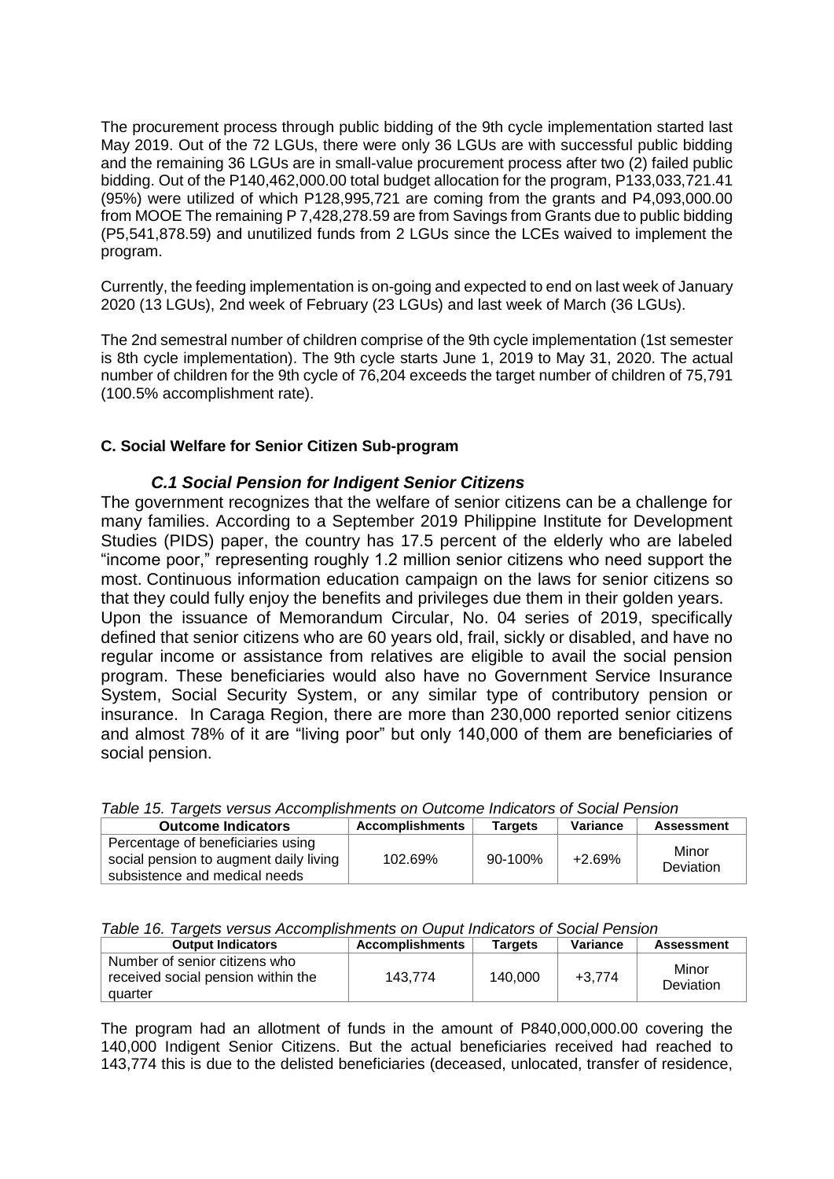The procurement process through public bidding of the 9th cycle implementation started last May 2019. Out of the 72 LGUs, there were only 36 LGUs are with successful public bidding and the remaining 36 LGUs are in small-value procurement process after two (2) failed public bidding. Out of the P140,462,000.00 total budget allocation for the program, P133,033,721.41 (95%) were utilized of which P128,995,721 are coming from the grants and P4,093,000.00 from MOOE The remaining P 7,428,278.59 are from Savings from Grants due to public bidding (P5,541,878.59) and unutilized funds from 2 LGUs since the LCEs waived to implement the program.

Currently, the feeding implementation is on-going and expected to end on last week of January 2020 (13 LGUs), 2nd week of February (23 LGUs) and last week of March (36 LGUs).

The 2nd semestral number of children comprise of the 9th cycle implementation (1st semester is 8th cycle implementation). The 9th cycle starts June 1, 2019 to May 31, 2020. The actual number of children for the 9th cycle of 76,204 exceeds the target number of children of 75,791 (100.5% accomplishment rate).

### C. Social Welfare for Senior Citizen Sub-program

#### *C.1 Social Pension for Indigent Senior Citizens*

The government recognizes that the welfare of senior citizens can be a challenge for many families. According to a September 2019 Philippine Institute for Development Studies (PIDS) paper, the country has 17.5 percent of the elderly who are labeled "income poor," representing roughly 1.2 million senior citizens who need support the most. Continuous information education campaign on the laws for senior citizens so that they could fully enjoy the benefits and privileges due them in their golden years.
Upon the issuance of Memorandum Circular, No. 04 series of 2019, specifically defined that senior citizens who are 60 years old, frail, sickly or disabled, and have no regular income or assistance from relatives are eligible to avail the social pension program. These beneficiaries would also have no Government Service Insurance System, Social Security System, or any similar type of contributory pension or insurance. In Caraga Region, there are more than 230,000 reported senior citizens and almost 78% of it are "living poor" but only 140,000 of them are beneficiaries of social pension.

*Table 15. Targets versus Accomplishments on Outcome Indicators of Social Pension*

| Outcome Indicators | Accomplishments | Targets | Variance | Assessment |
|---|---|---|---|---|
| Percentage of beneficiaries using social pension to augment daily living subsistence and medical needs | 102.69% | 90-100% | +2.69% | Minor Deviation |

*Table 16. Targets versus Accomplishments on Ouput Indicators of Social Pension*

| Output Indicators | Accomplishments | Targets | Variance | Assessment |
|---|---|---|---|---|
| Number of senior citizens who received social pension within the quarter | 143,774 | 140,000 | +3,774 | Minor Deviation |

The program had an allotment of funds in the amount of P840,000,000.00 covering the 140,000 Indigent Senior Citizens. But the actual beneficiaries received had reached to 143,774 this is due to the delisted beneficiaries (deceased, unlocated, transfer of residence,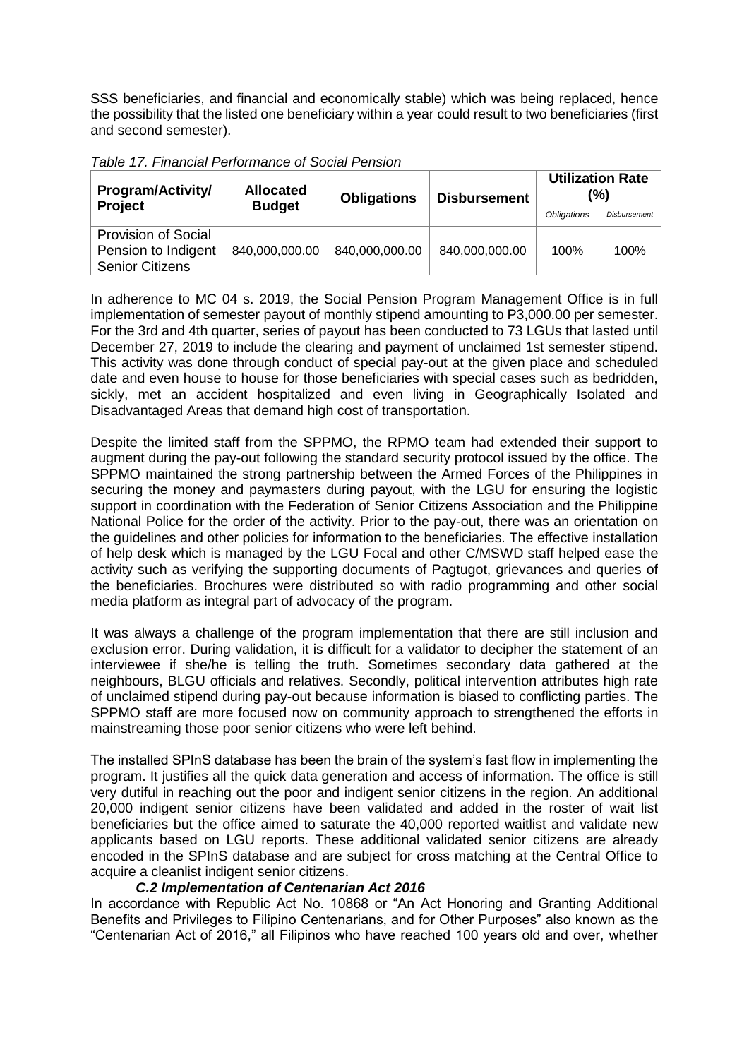SSS beneficiaries, and financial and economically stable) which was being replaced, hence the possibility that the listed one beneficiary within a year could result to two beneficiaries (first and second semester).

*Table 17. Financial Performance of Social Pension*

| Program/Activity/ Project | Allocated Budget | Obligations | Disbursement | Utilization Rate (%) | |
|---|---|---|---|---|---|
| | | | | *Obligations* | *Disbursement* |
| Provision of Social Pension to Indigent Senior Citizens | 840,000,000.00 | 840,000,000.00 | 840,000,000.00 | 100% | 100% |

In adherence to MC 04 s. 2019, the Social Pension Program Management Office is in full implementation of semester payout of monthly stipend amounting to P3,000.00 per semester. For the 3rd and 4th quarter, series of payout has been conducted to 73 LGUs that lasted until December 27, 2019 to include the clearing and payment of unclaimed 1st semester stipend. This activity was done through conduct of special pay-out at the given place and scheduled date and even house to house for those beneficiaries with special cases such as bedridden, sickly, met an accident hospitalized and even living in Geographically Isolated and Disadvantaged Areas that demand high cost of transportation.

Despite the limited staff from the SPPMO, the RPMO team had extended their support to augment during the pay-out following the standard security protocol issued by the office. The SPPMO maintained the strong partnership between the Armed Forces of the Philippines in securing the money and paymasters during payout, with the LGU for ensuring the logistic support in coordination with the Federation of Senior Citizens Association and the Philippine National Police for the order of the activity. Prior to the pay-out, there was an orientation on the guidelines and other policies for information to the beneficiaries. The effective installation of help desk which is managed by the LGU Focal and other C/MSWD staff helped ease the activity such as verifying the supporting documents of Pagtugot, grievances and queries of the beneficiaries. Brochures were distributed so with radio programming and other social media platform as integral part of advocacy of the program.

It was always a challenge of the program implementation that there are still inclusion and exclusion error. During validation, it is difficult for a validator to decipher the statement of an interviewee if she/he is telling the truth. Sometimes secondary data gathered at the neighbours, BLGU officials and relatives. Secondly, political intervention attributes high rate of unclaimed stipend during pay-out because information is biased to conflicting parties. The SPPMO staff are more focused now on community approach to strengthened the efforts in mainstreaming those poor senior citizens who were left behind.

The installed SPInS database has been the brain of the system's fast flow in implementing the program. It justifies all the quick data generation and access of information. The office is still very dutiful in reaching out the poor and indigent senior citizens in the region. An additional 20,000 indigent senior citizens have been validated and added in the roster of wait list beneficiaries but the office aimed to saturate the 40,000 reported waitlist and validate new applicants based on LGU reports. These additional validated senior citizens are already encoded in the SPInS database and are subject for cross matching at the Central Office to acquire a cleanlist indigent senior citizens.

***C.2 Implementation of Centenarian Act 2016***

In accordance with Republic Act No. 10868 or "An Act Honoring and Granting Additional Benefits and Privileges to Filipino Centenarians, and for Other Purposes" also known as the "Centenarian Act of 2016," all Filipinos who have reached 100 years old and over, whether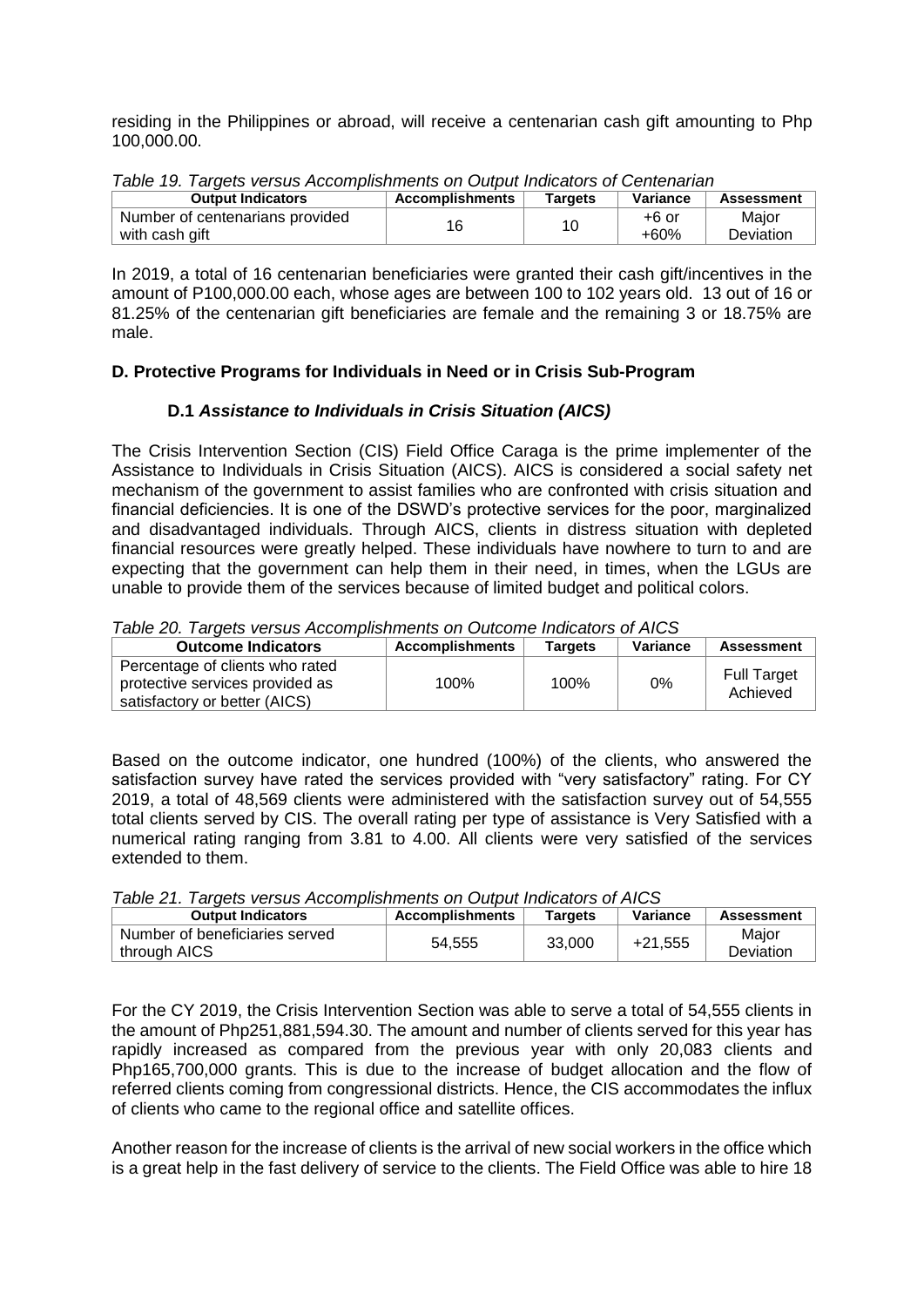residing in the Philippines or abroad, will receive a centenarian cash gift amounting to Php 100,000.00.

*Table 19. Targets versus Accomplishments on Output Indicators of Centenarian*

| Output Indicators | Accomplishments | Targets | Variance | Assessment |
|---|---|---|---|---|
| Number of centenarians provided with cash gift | 16 | 10 | +6 or +60% | Major Deviation |

In 2019, a total of 16 centenarian beneficiaries were granted their cash gift/incentives in the amount of P100,000.00 each, whose ages are between 100 to 102 years old. 13 out of 16 or 81.25% of the centenarian gift beneficiaries are female and the remaining 3 or 18.75% are male.

### D. Protective Programs for Individuals in Need or in Crisis Sub-Program

#### D.1 *Assistance to Individuals in Crisis Situation (AICS)*

The Crisis Intervention Section (CIS) Field Office Caraga is the prime implementer of the Assistance to Individuals in Crisis Situation (AICS). AICS is considered a social safety net mechanism of the government to assist families who are confronted with crisis situation and financial deficiencies. It is one of the DSWD's protective services for the poor, marginalized and disadvantaged individuals. Through AICS, clients in distress situation with depleted financial resources were greatly helped. These individuals have nowhere to turn to and are expecting that the government can help them in their need, in times, when the LGUs are unable to provide them of the services because of limited budget and political colors.

*Table 20. Targets versus Accomplishments on Outcome Indicators of AICS*

| Outcome Indicators | Accomplishments | Targets | Variance | Assessment |
|---|---|---|---|---|
| Percentage of clients who rated protective services provided as satisfactory or better (AICS) | 100% | 100% | 0% | Full Target Achieved |

Based on the outcome indicator, one hundred (100%) of the clients, who answered the satisfaction survey have rated the services provided with "very satisfactory" rating. For CY 2019, a total of 48,569 clients were administered with the satisfaction survey out of 54,555 total clients served by CIS. The overall rating per type of assistance is Very Satisfied with a numerical rating ranging from 3.81 to 4.00. All clients were very satisfied of the services extended to them.

*Table 21. Targets versus Accomplishments on Output Indicators of AICS*

| Output Indicators | Accomplishments | Targets | Variance | Assessment |
|---|---|---|---|---|
| Number of beneficiaries served through AICS | 54,555 | 33,000 | +21,555 | Major Deviation |

For the CY 2019, the Crisis Intervention Section was able to serve a total of 54,555 clients in the amount of Php251,881,594.30. The amount and number of clients served for this year has rapidly increased as compared from the previous year with only 20,083 clients and Php165,700,000 grants. This is due to the increase of budget allocation and the flow of referred clients coming from congressional districts. Hence, the CIS accommodates the influx of clients who came to the regional office and satellite offices.

Another reason for the increase of clients is the arrival of new social workers in the office which is a great help in the fast delivery of service to the clients. The Field Office was able to hire 18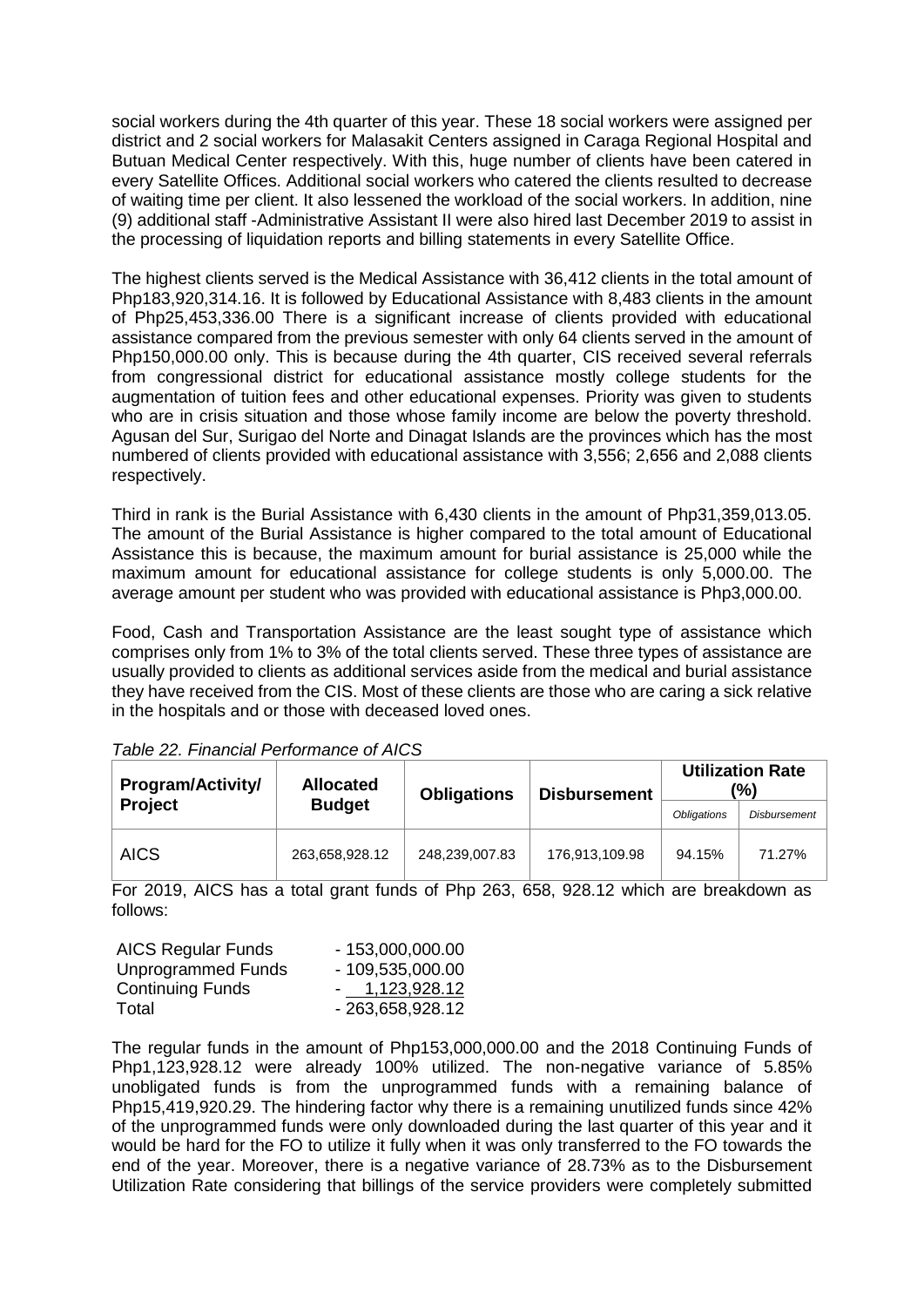social workers during the 4th quarter of this year. These 18 social workers were assigned per district and 2 social workers for Malasakit Centers assigned in Caraga Regional Hospital and Butuan Medical Center respectively. With this, huge number of clients have been catered in every Satellite Offices. Additional social workers who catered the clients resulted to decrease of waiting time per client. It also lessened the workload of the social workers. In addition, nine (9) additional staff -Administrative Assistant II were also hired last December 2019 to assist in the processing of liquidation reports and billing statements in every Satellite Office.

The highest clients served is the Medical Assistance with 36,412 clients in the total amount of Php183,920,314.16. It is followed by Educational Assistance with 8,483 clients in the amount of Php25,453,336.00 There is a significant increase of clients provided with educational assistance compared from the previous semester with only 64 clients served in the amount of Php150,000.00 only. This is because during the 4th quarter, CIS received several referrals from congressional district for educational assistance mostly college students for the augmentation of tuition fees and other educational expenses. Priority was given to students who are in crisis situation and those whose family income are below the poverty threshold. Agusan del Sur, Surigao del Norte and Dinagat Islands are the provinces which has the most numbered of clients provided with educational assistance with 3,556; 2,656 and 2,088 clients respectively.

Third in rank is the Burial Assistance with 6,430 clients in the amount of Php31,359,013.05. The amount of the Burial Assistance is higher compared to the total amount of Educational Assistance this is because, the maximum amount for burial assistance is 25,000 while the maximum amount for educational assistance for college students is only 5,000.00. The average amount per student who was provided with educational assistance is Php3,000.00.

Food, Cash and Transportation Assistance are the least sought type of assistance which comprises only from 1% to 3% of the total clients served. These three types of assistance are usually provided to clients as additional services aside from the medical and burial assistance they have received from the CIS. Most of these clients are those who are caring a sick relative in the hospitals and or those with deceased loved ones.

*Table 22. Financial Performance of AICS*

| Program/Activity/ Project | Allocated Budget | Obligations | Disbursement | Utilization Rate (%) | |
|---|---|---|---|---|---|
| | | | | *Obligations* | *Disbursement* |
| AICS | 263,658,928.12 | 248,239,007.83 | 176,913,109.98 | 94.15% | 71.27% |

For 2019, AICS has a total grant funds of Php 263, 658, 928.12 which are breakdown as follows:

| | |
|---|---|
| AICS Regular Funds | - 153,000,000.00 |
| Unprogrammed Funds | - 109,535,000.00 |
| Continuing Funds | - 1,123,928.12 |
| Total | - 263,658,928.12 |

The regular funds in the amount of Php153,000,000.00 and the 2018 Continuing Funds of Php1,123,928.12 were already 100% utilized. The non-negative variance of 5.85% unobligated funds is from the unprogrammed funds with a remaining balance of Php15,419,920.29. The hindering factor why there is a remaining unutilized funds since 42% of the unprogrammed funds were only downloaded during the last quarter of this year and it would be hard for the FO to utilize it fully when it was only transferred to the FO towards the end of the year. Moreover, there is a negative variance of 28.73% as to the Disbursement Utilization Rate considering that billings of the service providers were completely submitted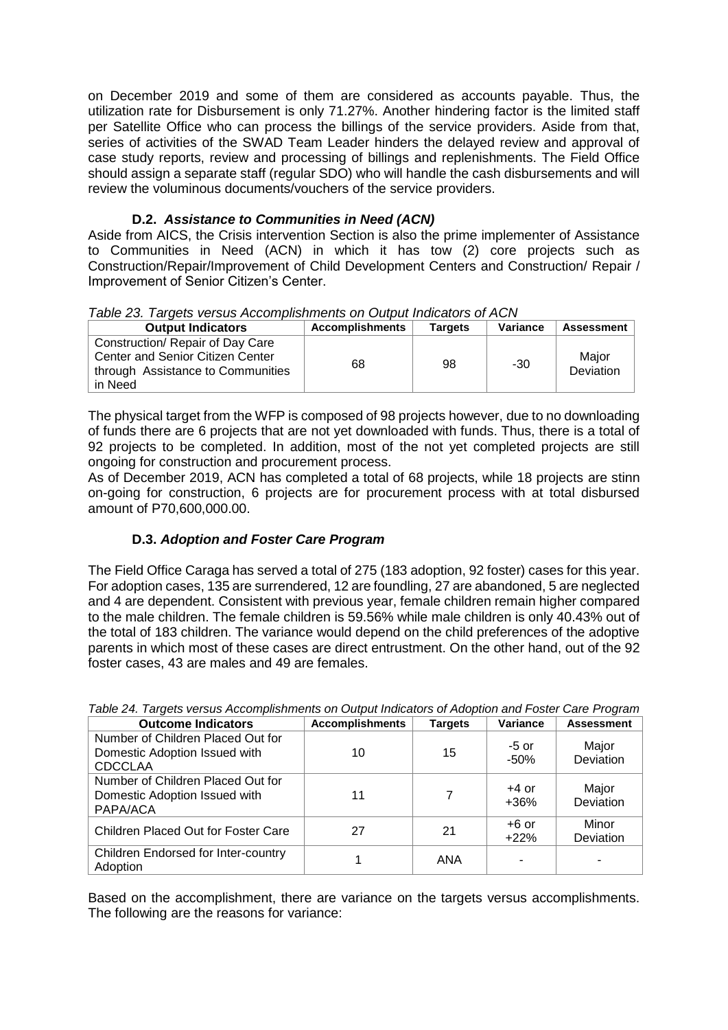on December 2019 and some of them are considered as accounts payable. Thus, the utilization rate for Disbursement is only 71.27%. Another hindering factor is the limited staff per Satellite Office who can process the billings of the service providers. Aside from that, series of activities of the SWAD Team Leader hinders the delayed review and approval of case study reports, review and processing of billings and replenishments. The Field Office should assign a separate staff (regular SDO) who will handle the cash disbursements and will review the voluminous documents/vouchers of the service providers.

### D.2. *Assistance to Communities in Need (ACN)*

Aside from AICS, the Crisis intervention Section is also the prime implementer of Assistance to Communities in Need (ACN) in which it has tow (2) core projects such as Construction/Repair/Improvement of Child Development Centers and Construction/ Repair / Improvement of Senior Citizen's Center.

*Table 23. Targets versus Accomplishments on Output Indicators of ACN*

| Output Indicators | Accomplishments | Targets | Variance | Assessment |
|---|---|---|---|---|
| Construction/ Repair of Day Care Center and Senior Citizen Center through Assistance to Communities in Need | 68 | 98 | -30 | Major Deviation |

The physical target from the WFP is composed of 98 projects however, due to no downloading of funds there are 6 projects that are not yet downloaded with funds. Thus, there is a total of 92 projects to be completed. In addition, most of the not yet completed projects are still ongoing for construction and procurement process.

As of December 2019, ACN has completed a total of 68 projects, while 18 projects are stinn on-going for construction, 6 projects are for procurement process with at total disbursed amount of P70,600,000.00.

### D.3. *Adoption and Foster Care Program*

The Field Office Caraga has served a total of 275 (183 adoption, 92 foster) cases for this year. For adoption cases, 135 are surrendered, 12 are foundling, 27 are abandoned, 5 are neglected and 4 are dependent. Consistent with previous year, female children remain higher compared to the male children. The female children is 59.56% while male children is only 40.43% out of the total of 183 children. The variance would depend on the child preferences of the adoptive parents in which most of these cases are direct entrustment. On the other hand, out of the 92 foster cases, 43 are males and 49 are females.

*Table 24. Targets versus Accomplishments on Output Indicators of Adoption and Foster Care Program*

| Outcome Indicators | Accomplishments | Targets | Variance | Assessment |
|---|---|---|---|---|
| Number of Children Placed Out for Domestic Adoption Issued with CDCCLAA | 10 | 15 | -5 or -50% | Major Deviation |
| Number of Children Placed Out for Domestic Adoption Issued with PAPA/ACA | 11 | 7 | +4 or +36% | Major Deviation |
| Children Placed Out for Foster Care | 27 | 21 | +6 or +22% | Minor Deviation |
| Children Endorsed for Inter-country Adoption | 1 | ANA | - | - |

Based on the accomplishment, there are variance on the targets versus accomplishments. The following are the reasons for variance: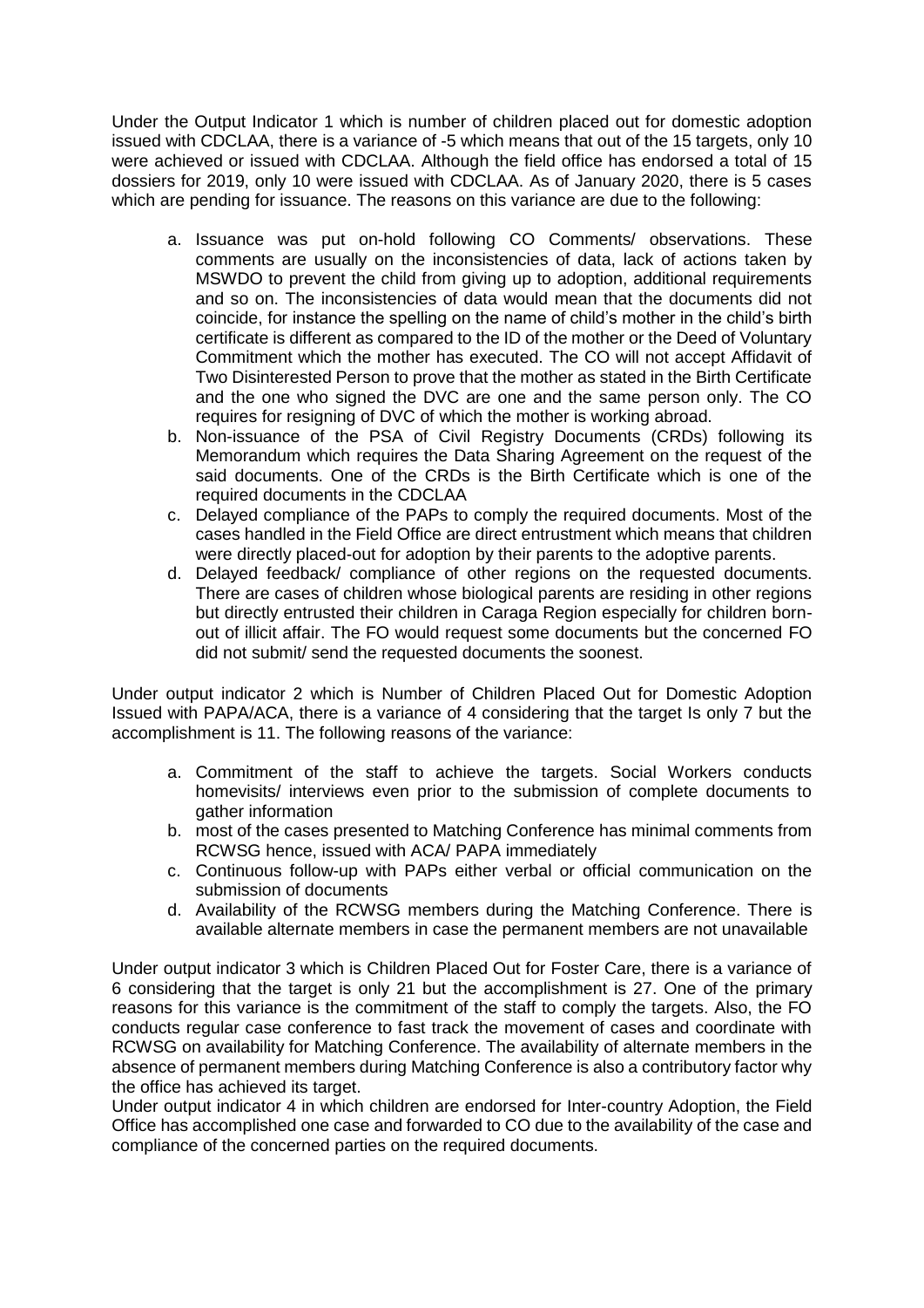Under the Output Indicator 1 which is number of children placed out for domestic adoption issued with CDCLAA, there is a variance of -5 which means that out of the 15 targets, only 10 were achieved or issued with CDCLAA. Although the field office has endorsed a total of 15 dossiers for 2019, only 10 were issued with CDCLAA. As of January 2020, there is 5 cases which are pending for issuance. The reasons on this variance are due to the following:

a. Issuance was put on-hold following CO Comments/ observations. These comments are usually on the inconsistencies of data, lack of actions taken by MSWDO to prevent the child from giving up to adoption, additional requirements and so on. The inconsistencies of data would mean that the documents did not coincide, for instance the spelling on the name of child's mother in the child's birth certificate is different as compared to the ID of the mother or the Deed of Voluntary Commitment which the mother has executed. The CO will not accept Affidavit of Two Disinterested Person to prove that the mother as stated in the Birth Certificate and the one who signed the DVC are one and the same person only. The CO requires for resigning of DVC of which the mother is working abroad.
b. Non-issuance of the PSA of Civil Registry Documents (CRDs) following its Memorandum which requires the Data Sharing Agreement on the request of the said documents. One of the CRDs is the Birth Certificate which is one of the required documents in the CDCLAA
c. Delayed compliance of the PAPs to comply the required documents. Most of the cases handled in the Field Office are direct entrustment which means that children were directly placed-out for adoption by their parents to the adoptive parents.
d. Delayed feedback/ compliance of other regions on the requested documents. There are cases of children whose biological parents are residing in other regions but directly entrusted their children in Caraga Region especially for children born-out of illicit affair. The FO would request some documents but the concerned FO did not submit/ send the requested documents the soonest.

Under output indicator 2 which is Number of Children Placed Out for Domestic Adoption Issued with PAPA/ACA, there is a variance of 4 considering that the target Is only 7 but the accomplishment is 11. The following reasons of the variance:

a. Commitment of the staff to achieve the targets. Social Workers conducts homevisits/ interviews even prior to the submission of complete documents to gather information
b. most of the cases presented to Matching Conference has minimal comments from RCWSG hence, issued with ACA/ PAPA immediately
c. Continuous follow-up with PAPs either verbal or official communication on the submission of documents
d. Availability of the RCWSG members during the Matching Conference. There is available alternate members in case the permanent members are not unavailable

Under output indicator 3 which is Children Placed Out for Foster Care, there is a variance of 6 considering that the target is only 21 but the accomplishment is 27. One of the primary reasons for this variance is the commitment of the staff to comply the targets. Also, the FO conducts regular case conference to fast track the movement of cases and coordinate with RCWSG on availability for Matching Conference. The availability of alternate members in the absence of permanent members during Matching Conference is also a contributory factor why the office has achieved its target.

Under output indicator 4 in which children are endorsed for Inter-country Adoption, the Field Office has accomplished one case and forwarded to CO due to the availability of the case and compliance of the concerned parties on the required documents.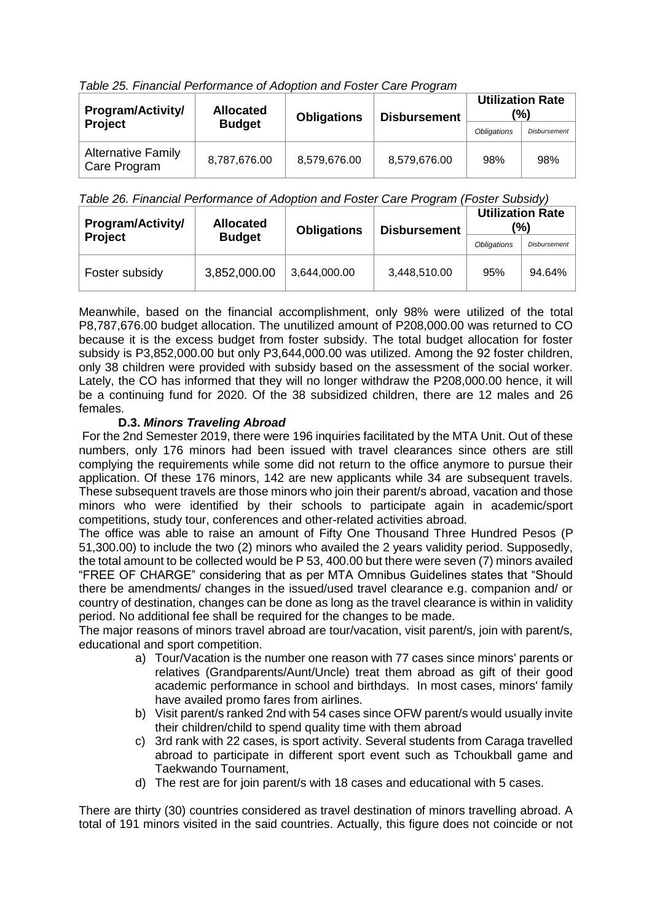*Table 25. Financial Performance of Adoption and Foster Care Program*

| Program/Activity/ Project | Allocated Budget | Obligations | Disbursement | Utilization Rate (%) | |
|---|---|---|---|---|---|
| | | | | *Obligations* | *Disbursement* |
| Alternative Family Care Program | 8,787,676.00 | 8,579,676.00 | 8,579,676.00 | 98% | 98% |

*Table 26. Financial Performance of Adoption and Foster Care Program (Foster Subsidy)*

| Program/Activity/ Project | Allocated Budget | Obligations | Disbursement | Utilization Rate (%) | |
|---|---|---|---|---|---|
| | | | | *Obligations* | *Disbursement* |
| Foster subsidy | 3,852,000.00 | 3,644,000.00 | 3,448,510.00 | 95% | 94.64% |

Meanwhile, based on the financial accomplishment, only 98% were utilized of the total P8,787,676.00 budget allocation. The unutilized amount of P208,000.00 was returned to CO because it is the excess budget from foster subsidy. The total budget allocation for foster subsidy is P3,852,000.00 but only P3,644,000.00 was utilized. Among the 92 foster children, only 38 children were provided with subsidy based on the assessment of the social worker. Lately, the CO has informed that they will no longer withdraw the P208,000.00 hence, it will be a continuing fund for 2020. Of the 38 subsidized children, there are 12 males and 26 females.

### D.3. *Minors Traveling Abroad*

For the 2nd Semester 2019, there were 196 inquiries facilitated by the MTA Unit. Out of these numbers, only 176 minors had been issued with travel clearances since others are still complying the requirements while some did not return to the office anymore to pursue their application. Of these 176 minors, 142 are new applicants while 34 are subsequent travels. These subsequent travels are those minors who join their parent/s abroad, vacation and those minors who were identified by their schools to participate again in academic/sport competitions, study tour, conferences and other-related activities abroad.

The office was able to raise an amount of Fifty One Thousand Three Hundred Pesos (P 51,300.00) to include the two (2) minors who availed the 2 years validity period. Supposedly, the total amount to be collected would be P 53, 400.00 but there were seven (7) minors availed "FREE OF CHARGE" considering that as per MTA Omnibus Guidelines states that "Should there be amendments/ changes in the issued/used travel clearance e.g. companion and/ or country of destination, changes can be done as long as the travel clearance is within in validity period. No additional fee shall be required for the changes to be made.

The major reasons of minors travel abroad are tour/vacation, visit parent/s, join with parent/s, educational and sport competition.

a) Tour/Vacation is the number one reason with 77 cases since minors' parents or relatives (Grandparents/Aunt/Uncle) treat them abroad as gift of their good academic performance in school and birthdays. In most cases, minors' family have availed promo fares from airlines.
b) Visit parent/s ranked 2nd with 54 cases since OFW parent/s would usually invite their children/child to spend quality time with them abroad
c) 3rd rank with 22 cases, is sport activity. Several students from Caraga travelled abroad to participate in different sport event such as Tchoukball game and Taekwando Tournament,
d) The rest are for join parent/s with 18 cases and educational with 5 cases.

There are thirty (30) countries considered as travel destination of minors travelling abroad. A total of 191 minors visited in the said countries. Actually, this figure does not coincide or not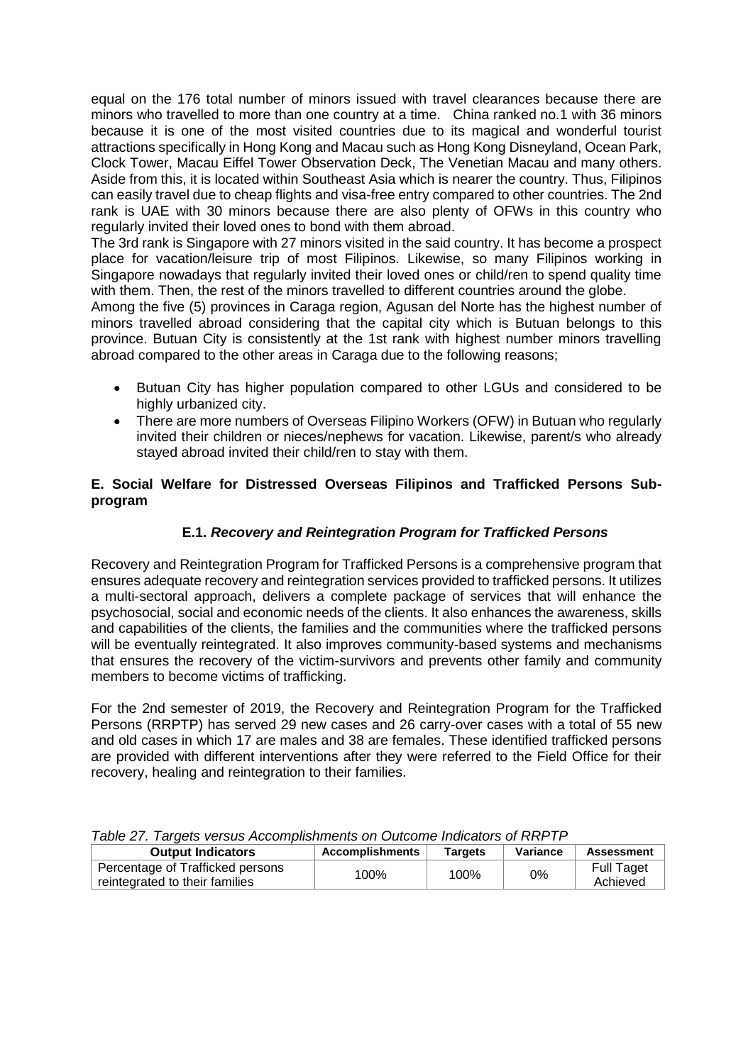equal on the 176 total number of minors issued with travel clearances because there are minors who travelled to more than one country at a time. China ranked no.1 with 36 minors because it is one of the most visited countries due to its magical and wonderful tourist attractions specifically in Hong Kong and Macau such as Hong Kong Disneyland, Ocean Park, Clock Tower, Macau Eiffel Tower Observation Deck, The Venetian Macau and many others. Aside from this, it is located within Southeast Asia which is nearer the country. Thus, Filipinos can easily travel due to cheap flights and visa-free entry compared to other countries. The 2nd rank is UAE with 30 minors because there are also plenty of OFWs in this country who regularly invited their loved ones to bond with them abroad.

The 3rd rank is Singapore with 27 minors visited in the said country. It has become a prospect place for vacation/leisure trip of most Filipinos. Likewise, so many Filipinos working in Singapore nowadays that regularly invited their loved ones or child/ren to spend quality time with them. Then, the rest of the minors travelled to different countries around the globe.

Among the five (5) provinces in Caraga region, Agusan del Norte has the highest number of minors travelled abroad considering that the capital city which is Butuan belongs to this province. Butuan City is consistently at the 1st rank with highest number minors travelling abroad compared to the other areas in Caraga due to the following reasons;

- Butuan City has higher population compared to other LGUs and considered to be highly urbanized city.
- There are more numbers of Overseas Filipino Workers (OFW) in Butuan who regularly invited their children or nieces/nephews for vacation. Likewise, parent/s who already stayed abroad invited their child/ren to stay with them.

## E. Social Welfare for Distressed Overseas Filipinos and Trafficked Persons Sub-program

### E.1. *Recovery and Reintegration Program for Trafficked Persons*

Recovery and Reintegration Program for Trafficked Persons is a comprehensive program that ensures adequate recovery and reintegration services provided to trafficked persons. It utilizes a multi-sectoral approach, delivers a complete package of services that will enhance the psychosocial, social and economic needs of the clients. It also enhances the awareness, skills and capabilities of the clients, the families and the communities where the trafficked persons will be eventually reintegrated. It also improves community-based systems and mechanisms that ensures the recovery of the victim-survivors and prevents other family and community members to become victims of trafficking.

For the 2nd semester of 2019, the Recovery and Reintegration Program for the Trafficked Persons (RRPTP) has served 29 new cases and 26 carry-over cases with a total of 55 new and old cases in which 17 are males and 38 are females. These identified trafficked persons are provided with different interventions after they were referred to the Field Office for their recovery, healing and reintegration to their families.

*Table 27. Targets versus Accomplishments on Outcome Indicators of RRPTP*

| Output Indicators | Accomplishments | Targets | Variance | Assessment |
|---|---|---|---|---|
| Percentage of Trafficked persons reintegrated to their families | 100% | 100% | 0% | Full Taget Achieved |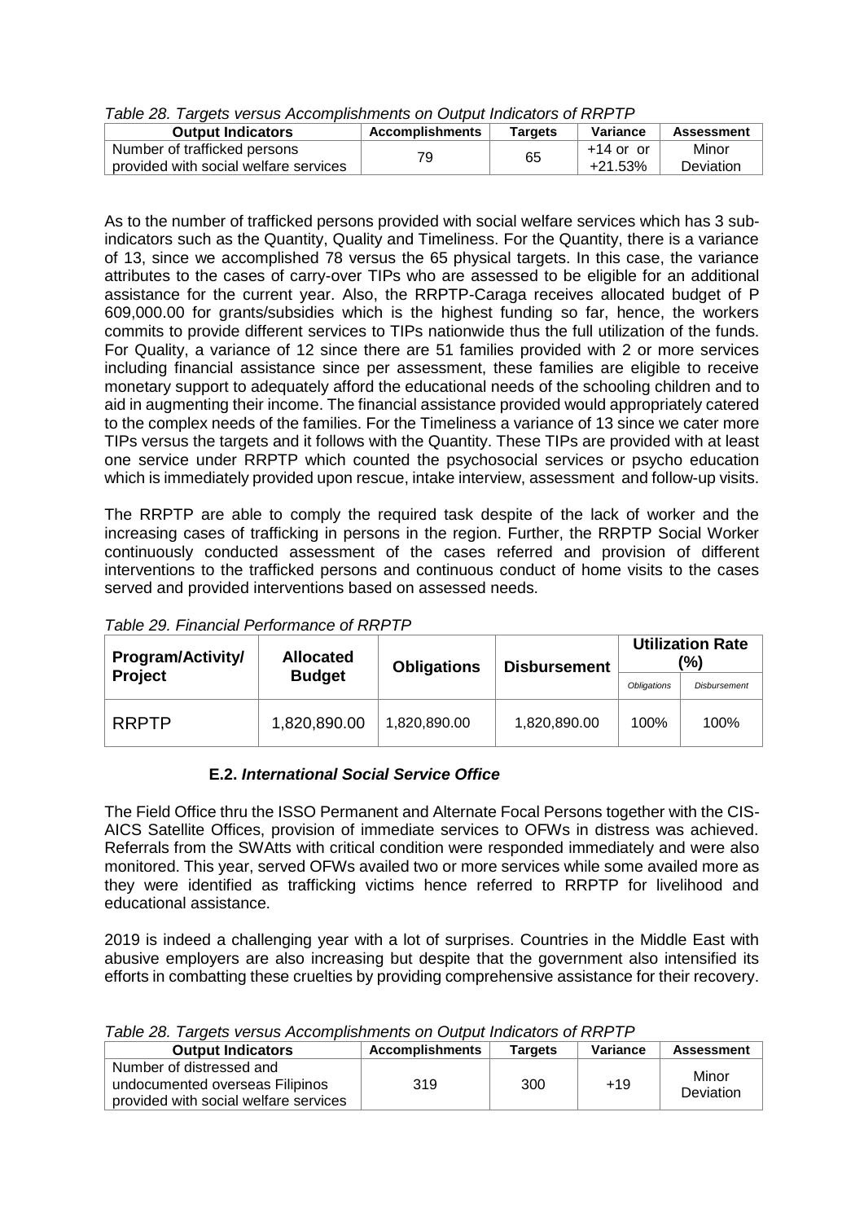*Table 28. Targets versus Accomplishments on Output Indicators of RRPTP*

| Output Indicators | Accomplishments | Targets | Variance | Assessment |
|---|---|---|---|---|
| Number of trafficked persons provided with social welfare services | 79 | 65 | +14 or or +21.53% | Minor Deviation |

As to the number of trafficked persons provided with social welfare services which has 3 sub-indicators such as the Quantity, Quality and Timeliness. For the Quantity, there is a variance of 13, since we accomplished 78 versus the 65 physical targets. In this case, the variance attributes to the cases of carry-over TIPs who are assessed to be eligible for an additional assistance for the current year. Also, the RRPTP-Caraga receives allocated budget of P 609,000.00 for grants/subsidies which is the highest funding so far, hence, the workers commits to provide different services to TIPs nationwide thus the full utilization of the funds. For Quality, a variance of 12 since there are 51 families provided with 2 or more services including financial assistance since per assessment, these families are eligible to receive monetary support to adequately afford the educational needs of the schooling children and to aid in augmenting their income. The financial assistance provided would appropriately catered to the complex needs of the families. For the Timeliness a variance of 13 since we cater more TIPs versus the targets and it follows with the Quantity. These TIPs are provided with at least one service under RRPTP which counted the psychosocial services or psycho education which is immediately provided upon rescue, intake interview, assessment and follow-up visits.

The RRPTP are able to comply the required task despite of the lack of worker and the increasing cases of trafficking in persons in the region. Further, the RRPTP Social Worker continuously conducted assessment of the cases referred and provision of different interventions to the trafficked persons and continuous conduct of home visits to the cases served and provided interventions based on assessed needs.

*Table 29. Financial Performance of RRPTP*

| Program/Activity/ Project | Allocated Budget | Obligations | Disbursement | Utilization Rate (%) | |
|---|---|---|---|---|---|
| | | | | *Obligations* | *Disbursement* |
| RRPTP | 1,820,890.00 | 1,820,890.00 | 1,820,890.00 | 100% | 100% |

### E.2. *International Social Service Office*

The Field Office thru the ISSO Permanent and Alternate Focal Persons together with the CIS-AICS Satellite Offices, provision of immediate services to OFWs in distress was achieved. Referrals from the SWAtts with critical condition were responded immediately and were also monitored. This year, served OFWs availed two or more services while some availed more as they were identified as trafficking victims hence referred to RRPTP for livelihood and educational assistance.

2019 is indeed a challenging year with a lot of surprises. Countries in the Middle East with abusive employers are also increasing but despite that the government also intensified its efforts in combatting these cruelties by providing comprehensive assistance for their recovery.

*Table 28. Targets versus Accomplishments on Output Indicators of RRPTP*

| Output Indicators | Accomplishments | Targets | Variance | Assessment |
|---|---|---|---|---|
| Number of distressed and undocumented overseas Filipinos provided with social welfare services | 319 | 300 | +19 | Minor Deviation |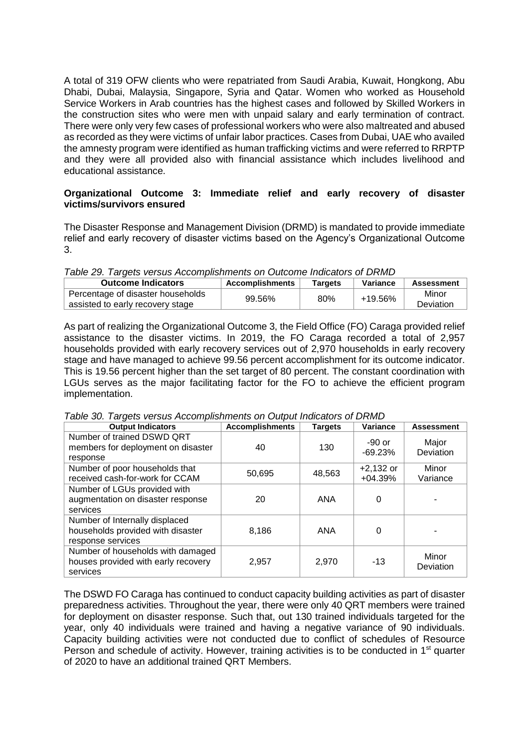A total of 319 OFW clients who were repatriated from Saudi Arabia, Kuwait, Hongkong, Abu Dhabi, Dubai, Malaysia, Singapore, Syria and Qatar. Women who worked as Household Service Workers in Arab countries has the highest cases and followed by Skilled Workers in the construction sites who were men with unpaid salary and early termination of contract. There were only very few cases of professional workers who were also maltreated and abused as recorded as they were victims of unfair labor practices. Cases from Dubai, UAE who availed the amnesty program were identified as human trafficking victims and were referred to RRPTP and they were all provided also with financial assistance which includes livelihood and educational assistance.

**Organizational Outcome 3: Immediate relief and early recovery of disaster victims/survivors ensured**

The Disaster Response and Management Division (DRMD) is mandated to provide immediate relief and early recovery of disaster victims based on the Agency's Organizational Outcome 3.

*Table 29. Targets versus Accomplishments on Outcome Indicators of DRMD*

| Outcome Indicators | Accomplishments | Targets | Variance | Assessment |
|---|---|---|---|---|
| Percentage of disaster households assisted to early recovery stage | 99.56% | 80% | +19.56% | Minor Deviation |

As part of realizing the Organizational Outcome 3, the Field Office (FO) Caraga provided relief assistance to the disaster victims. In 2019, the FO Caraga recorded a total of 2,957 households provided with early recovery services out of 2,970 households in early recovery stage and have managed to achieve 99.56 percent accomplishment for its outcome indicator. This is 19.56 percent higher than the set target of 80 percent. The constant coordination with LGUs serves as the major facilitating factor for the FO to achieve the efficient program implementation.

*Table 30. Targets versus Accomplishments on Output Indicators of DRMD*

| Output Indicators | Accomplishments | Targets | Variance | Assessment |
|---|---|---|---|---|
| Number of trained DSWD QRT members for deployment on disaster response | 40 | 130 | -90 or -69.23% | Major Deviation |
| Number of poor households that received cash-for-work for CCAM | 50,695 | 48,563 | +2,132 or +04.39% | Minor Variance |
| Number of LGUs provided with augmentation on disaster response services | 20 | ANA | 0 | - |
| Number of Internally displaced households provided with disaster response services | 8,186 | ANA | 0 | - |
| Number of households with damaged houses provided with early recovery services | 2,957 | 2,970 | -13 | Minor Deviation |

The DSWD FO Caraga has continued to conduct capacity building activities as part of disaster preparedness activities. Throughout the year, there were only 40 QRT members were trained for deployment on disaster response. Such that, out 130 trained individuals targeted for the year, only 40 individuals were trained and having a negative variance of 90 individuals. Capacity building activities were not conducted due to conflict of schedules of Resource Person and schedule of activity. However, training activities is to be conducted in 1st quarter of 2020 to have an additional trained QRT Members.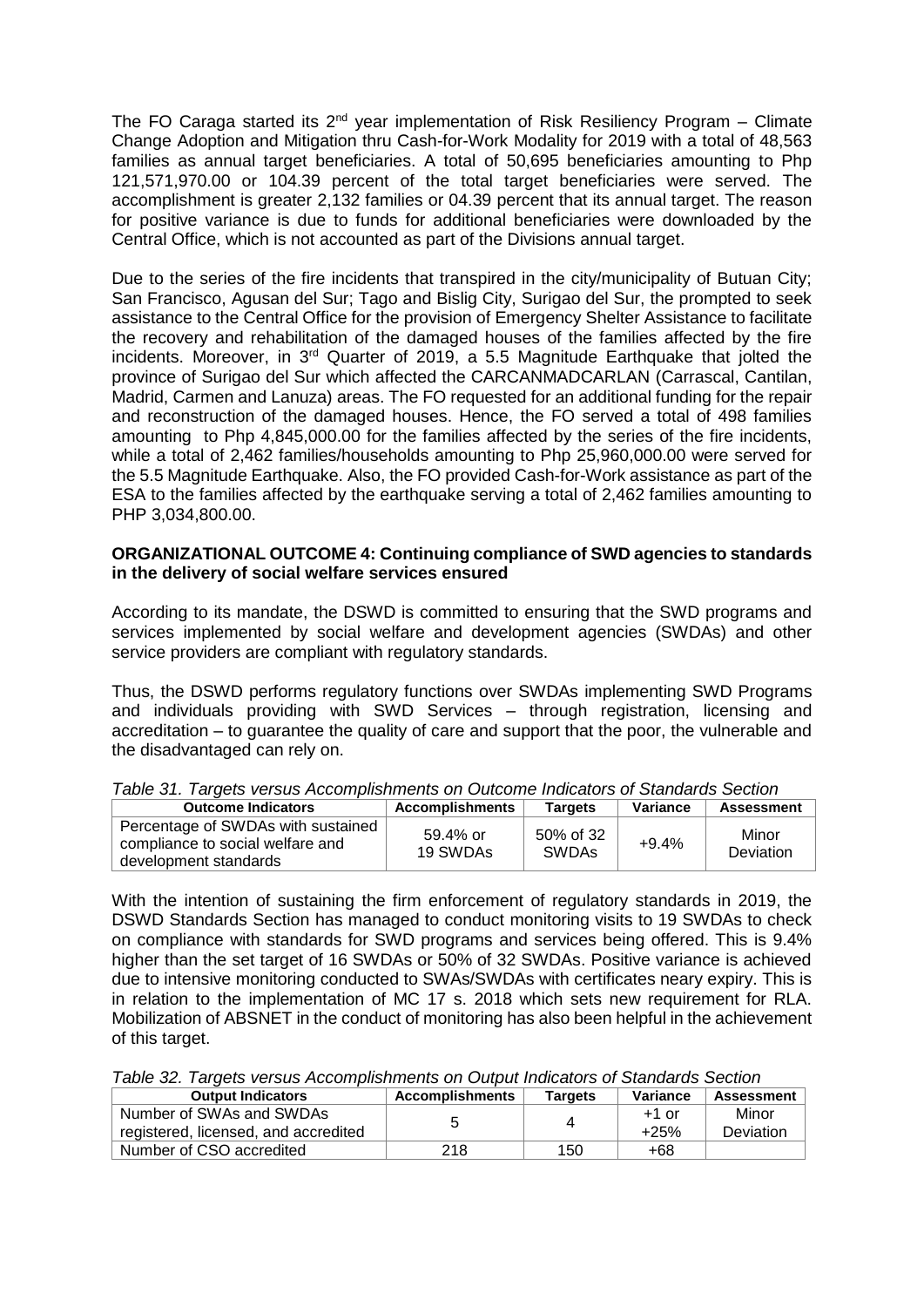The FO Caraga started its 2nd year implementation of Risk Resiliency Program – Climate Change Adoption and Mitigation thru Cash-for-Work Modality for 2019 with a total of 48,563 families as annual target beneficiaries. A total of 50,695 beneficiaries amounting to Php 121,571,970.00 or 104.39 percent of the total target beneficiaries were served. The accomplishment is greater 2,132 families or 04.39 percent that its annual target. The reason for positive variance is due to funds for additional beneficiaries were downloaded by the Central Office, which is not accounted as part of the Divisions annual target.

Due to the series of the fire incidents that transpired in the city/municipality of Butuan City; San Francisco, Agusan del Sur; Tago and Bislig City, Surigao del Sur, the prompted to seek assistance to the Central Office for the provision of Emergency Shelter Assistance to facilitate the recovery and rehabilitation of the damaged houses of the families affected by the fire incidents. Moreover, in 3rd Quarter of 2019, a 5.5 Magnitude Earthquake that jolted the province of Surigao del Sur which affected the CARCANMADCARLAN (Carrascal, Cantilan, Madrid, Carmen and Lanuza) areas. The FO requested for an additional funding for the repair and reconstruction of the damaged houses. Hence, the FO served a total of 498 families amounting to Php 4,845,000.00 for the families affected by the series of the fire incidents, while a total of 2,462 families/households amounting to Php 25,960,000.00 were served for the 5.5 Magnitude Earthquake. Also, the FO provided Cash-for-Work assistance as part of the ESA to the families affected by the earthquake serving a total of 2,462 families amounting to PHP 3,034,800.00.

**ORGANIZATIONAL OUTCOME 4: Continuing compliance of SWD agencies to standards in the delivery of social welfare services ensured**

According to its mandate, the DSWD is committed to ensuring that the SWD programs and services implemented by social welfare and development agencies (SWDAs) and other service providers are compliant with regulatory standards.

Thus, the DSWD performs regulatory functions over SWDAs implementing SWD Programs and individuals providing with SWD Services – through registration, licensing and accreditation – to guarantee the quality of care and support that the poor, the vulnerable and the disadvantaged can rely on.

*Table 31. Targets versus Accomplishments on Outcome Indicators of Standards Section*

| Outcome Indicators | Accomplishments | Targets | Variance | Assessment |
|---|---|---|---|---|
| Percentage of SWDAs with sustained compliance to social welfare and development standards | 59.4% or 19 SWDAs | 50% of 32 SWDAs | +9.4% | Minor Deviation |

With the intention of sustaining the firm enforcement of regulatory standards in 2019, the DSWD Standards Section has managed to conduct monitoring visits to 19 SWDAs to check on compliance with standards for SWD programs and services being offered. This is 9.4% higher than the set target of 16 SWDAs or 50% of 32 SWDAs. Positive variance is achieved due to intensive monitoring conducted to SWAs/SWDAs with certificates neary expiry. This is in relation to the implementation of MC 17 s. 2018 which sets new requirement for RLA. Mobilization of ABSNET in the conduct of monitoring has also been helpful in the achievement of this target.

*Table 32. Targets versus Accomplishments on Output Indicators of Standards Section*

| Output Indicators | Accomplishments | Targets | Variance | Assessment |
|---|---|---|---|---|
| Number of SWAs and SWDAs registered, licensed, and accredited | 5 | 4 | +1 or +25% | Minor Deviation |
| Number of CSO accredited | 218 | 150 | +68 | |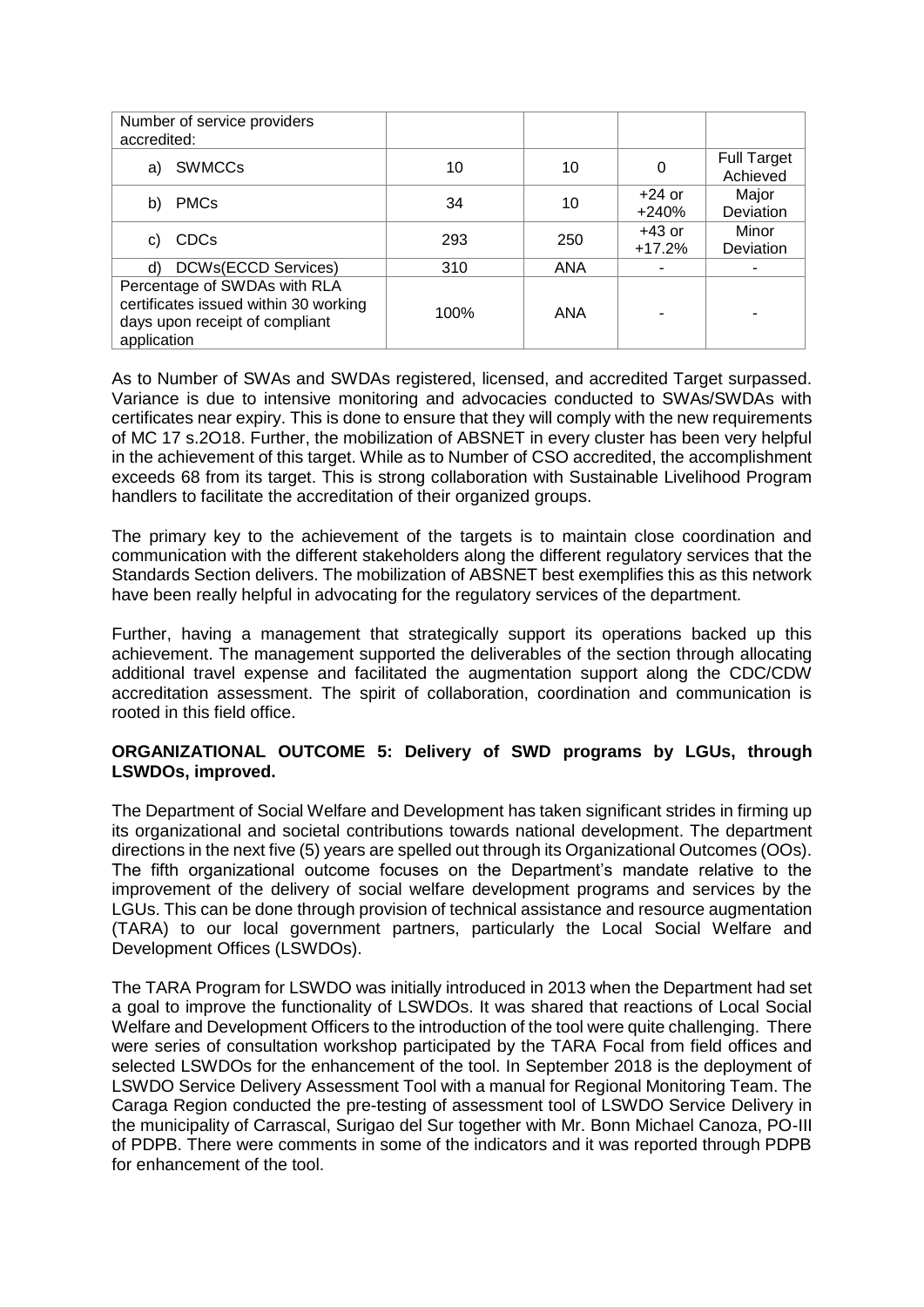| Number of service providers accredited: | | | | |
|---|---|---|---|---|
| a) SWMCCs | 10 | 10 | 0 | Full Target Achieved |
| b) PMCs | 34 | 10 | +24 or +240% | Major Deviation |
| c) CDCs | 293 | 250 | +43 or +17.2% | Minor Deviation |
| d) DCWs(ECCD Services) | 310 | ANA | - | - |
| Percentage of SWDAs with RLA certificates issued within 30 working days upon receipt of compliant application | 100% | ANA | - | - |

As to Number of SWAs and SWDAs registered, licensed, and accredited Target surpassed. Variance is due to intensive monitoring and advocacies conducted to SWAs/SWDAs with certificates near expiry. This is done to ensure that they will comply with the new requirements of MC 17 s.2O18. Further, the mobilization of ABSNET in every cluster has been very helpful in the achievement of this target. While as to Number of CSO accredited, the accomplishment exceeds 68 from its target. This is strong collaboration with Sustainable Livelihood Program handlers to facilitate the accreditation of their organized groups.

The primary key to the achievement of the targets is to maintain close coordination and communication with the different stakeholders along the different regulatory services that the Standards Section delivers. The mobilization of ABSNET best exemplifies this as this network have been really helpful in advocating for the regulatory services of the department.

Further, having a management that strategically support its operations backed up this achievement. The management supported the deliverables of the section through allocating additional travel expense and facilitated the augmentation support along the CDC/CDW accreditation assessment. The spirit of collaboration, coordination and communication is rooted in this field office.

**ORGANIZATIONAL OUTCOME 5: Delivery of SWD programs by LGUs, through LSWDOs, improved.**

The Department of Social Welfare and Development has taken significant strides in firming up its organizational and societal contributions towards national development. The department directions in the next five (5) years are spelled out through its Organizational Outcomes (OOs). The fifth organizational outcome focuses on the Department's mandate relative to the improvement of the delivery of social welfare development programs and services by the LGUs. This can be done through provision of technical assistance and resource augmentation (TARA) to our local government partners, particularly the Local Social Welfare and Development Offices (LSWDOs).

The TARA Program for LSWDO was initially introduced in 2013 when the Department had set a goal to improve the functionality of LSWDOs. It was shared that reactions of Local Social Welfare and Development Officers to the introduction of the tool were quite challenging. There were series of consultation workshop participated by the TARA Focal from field offices and selected LSWDOs for the enhancement of the tool. In September 2018 is the deployment of LSWDO Service Delivery Assessment Tool with a manual for Regional Monitoring Team. The Caraga Region conducted the pre-testing of assessment tool of LSWDO Service Delivery in the municipality of Carrascal, Surigao del Sur together with Mr. Bonn Michael Canoza, PO-III of PDPB. There were comments in some of the indicators and it was reported through PDPB for enhancement of the tool.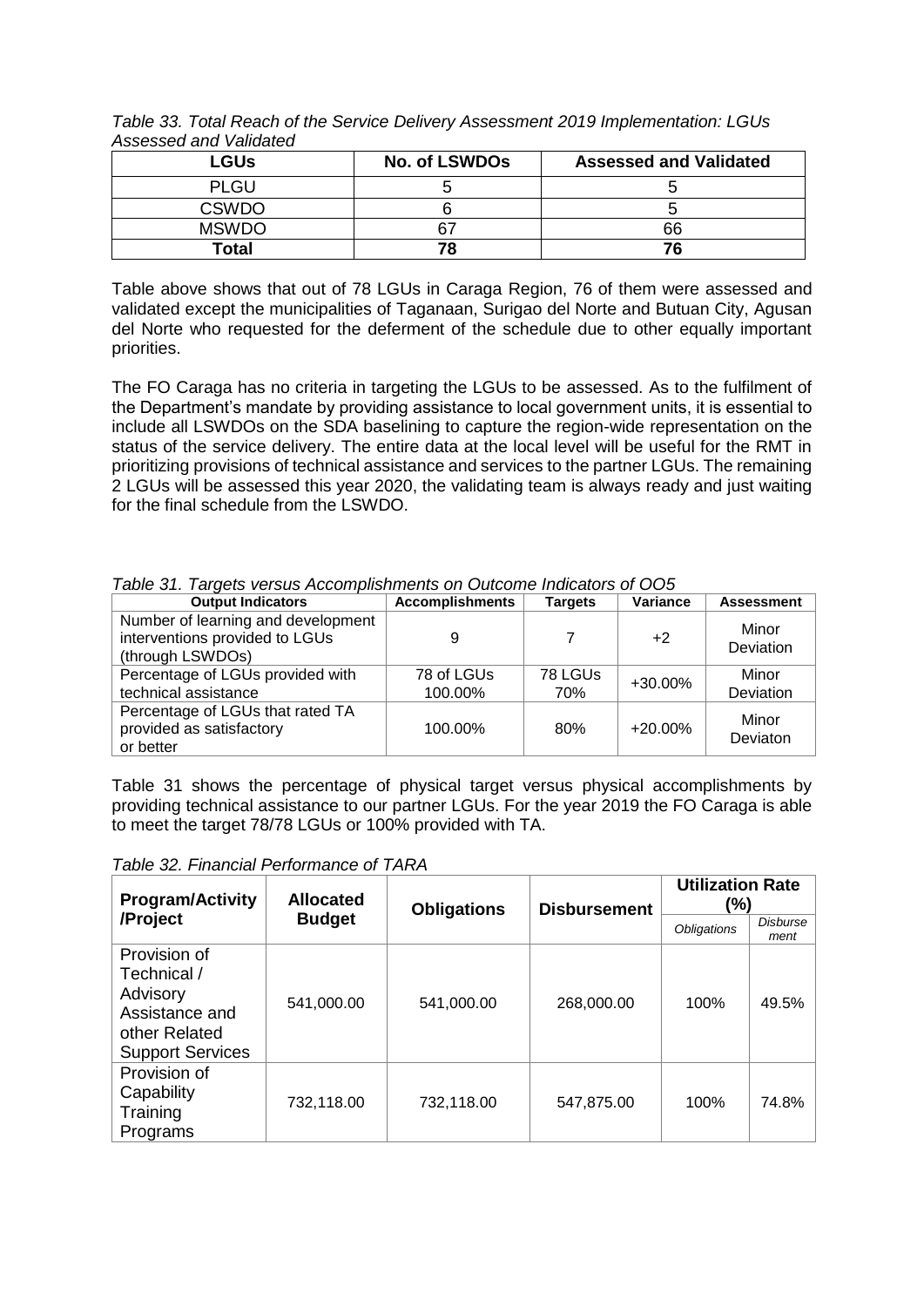*Table 33. Total Reach of the Service Delivery Assessment 2019 Implementation: LGUs Assessed and Validated*

| LGUs | No. of LSWDOs | Assessed and Validated |
|---|---|---|
| PLGU | 5 | 5 |
| CSWDO | 6 | 5 |
| MSWDO | 67 | 66 |
| **Total** | **78** | **76** |

Table above shows that out of 78 LGUs in Caraga Region, 76 of them were assessed and validated except the municipalities of Taganaan, Surigao del Norte and Butuan City, Agusan del Norte who requested for the deferment of the schedule due to other equally important priorities.

The FO Caraga has no criteria in targeting the LGUs to be assessed. As to the fulfilment of the Department's mandate by providing assistance to local government units, it is essential to include all LSWDOs on the SDA baselining to capture the region-wide representation on the status of the service delivery. The entire data at the local level will be useful for the RMT in prioritizing provisions of technical assistance and services to the partner LGUs. The remaining 2 LGUs will be assessed this year 2020, the validating team is always ready and just waiting for the final schedule from the LSWDO.

*Table 31. Targets versus Accomplishments on Outcome Indicators of OO5*

| Output Indicators | Accomplishments | Targets | Variance | Assessment |
|---|---|---|---|---|
| Number of learning and development interventions provided to LGUs (through LSWDOs) | 9 | 7 | +2 | Minor Deviation |
| Percentage of LGUs provided with technical assistance | 78 of LGUs 100.00% | 78 LGUs 70% | +30.00% | Minor Deviation |
| Percentage of LGUs that rated TA provided as satisfactory or better | 100.00% | 80% | +20.00% | Minor Deviaton |

Table 31 shows the percentage of physical target versus physical accomplishments by providing technical assistance to our partner LGUs. For the year 2019 the FO Caraga is able to meet the target 78/78 LGUs or 100% provided with TA.

*Table 32. Financial Performance of TARA*

| Program/Activity /Project | Allocated Budget | Obligations | Disbursement | Utilization Rate (%) | |
|---|---|---|---|---|---|
| | | | | *Obligations* | *Disbursement* |
| Provision of Technical / Advisory Assistance and other Related Support Services | 541,000.00 | 541,000.00 | 268,000.00 | 100% | 49.5% |
| Provision of Capability Training Programs | 732,118.00 | 732,118.00 | 547,875.00 | 100% | 74.8% |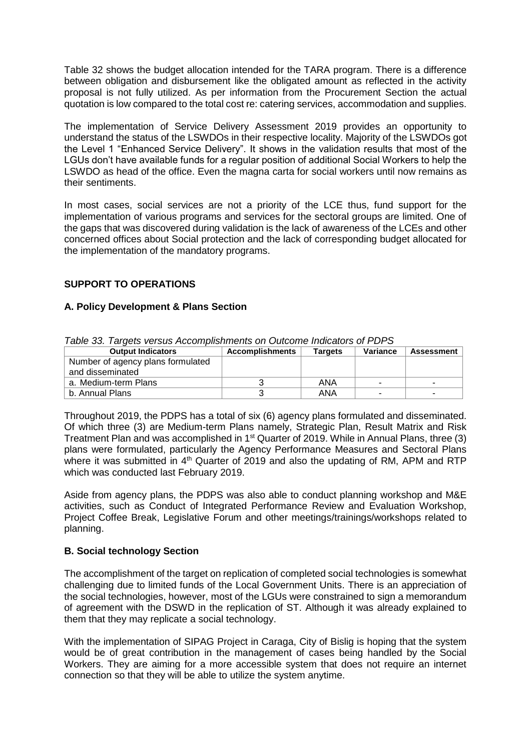Table 32 shows the budget allocation intended for the TARA program. There is a difference between obligation and disbursement like the obligated amount as reflected in the activity proposal is not fully utilized. As per information from the Procurement Section the actual quotation is low compared to the total cost re: catering services, accommodation and supplies.

The implementation of Service Delivery Assessment 2019 provides an opportunity to understand the status of the LSWDOs in their respective locality. Majority of the LSWDOs got the Level 1 "Enhanced Service Delivery". It shows in the validation results that most of the LGUs don't have available funds for a regular position of additional Social Workers to help the LSWDO as head of the office. Even the magna carta for social workers until now remains as their sentiments.

In most cases, social services are not a priority of the LCE thus, fund support for the implementation of various programs and services for the sectoral groups are limited. One of the gaps that was discovered during validation is the lack of awareness of the LCEs and other concerned offices about Social protection and the lack of corresponding budget allocated for the implementation of the mandatory programs.

## SUPPORT TO OPERATIONS

### A. Policy Development & Plans Section

*Table 33. Targets versus Accomplishments on Outcome Indicators of PDPS*

| Output Indicators | Accomplishments | Targets | Variance | Assessment |
|---|---|---|---|---|
| Number of agency plans formulated and disseminated | | | | |
| a. Medium-term Plans | 3 | ANA | - | - |
| b. Annual Plans | 3 | ANA | - | - |

Throughout 2019, the PDPS has a total of six (6) agency plans formulated and disseminated. Of which three (3) are Medium-term Plans namely, Strategic Plan, Result Matrix and Risk Treatment Plan and was accomplished in 1st Quarter of 2019. While in Annual Plans, three (3) plans were formulated, particularly the Agency Performance Measures and Sectoral Plans where it was submitted in 4th Quarter of 2019 and also the updating of RM, APM and RTP which was conducted last February 2019.

Aside from agency plans, the PDPS was also able to conduct planning workshop and M&E activities, such as Conduct of Integrated Performance Review and Evaluation Workshop, Project Coffee Break, Legislative Forum and other meetings/trainings/workshops related to planning.

### B. Social technology Section

The accomplishment of the target on replication of completed social technologies is somewhat challenging due to limited funds of the Local Government Units. There is an appreciation of the social technologies, however, most of the LGUs were constrained to sign a memorandum of agreement with the DSWD in the replication of ST. Although it was already explained to them that they may replicate a social technology.

With the implementation of SIPAG Project in Caraga, City of Bislig is hoping that the system would be of great contribution in the management of cases being handled by the Social Workers. They are aiming for a more accessible system that does not require an internet connection so that they will be able to utilize the system anytime.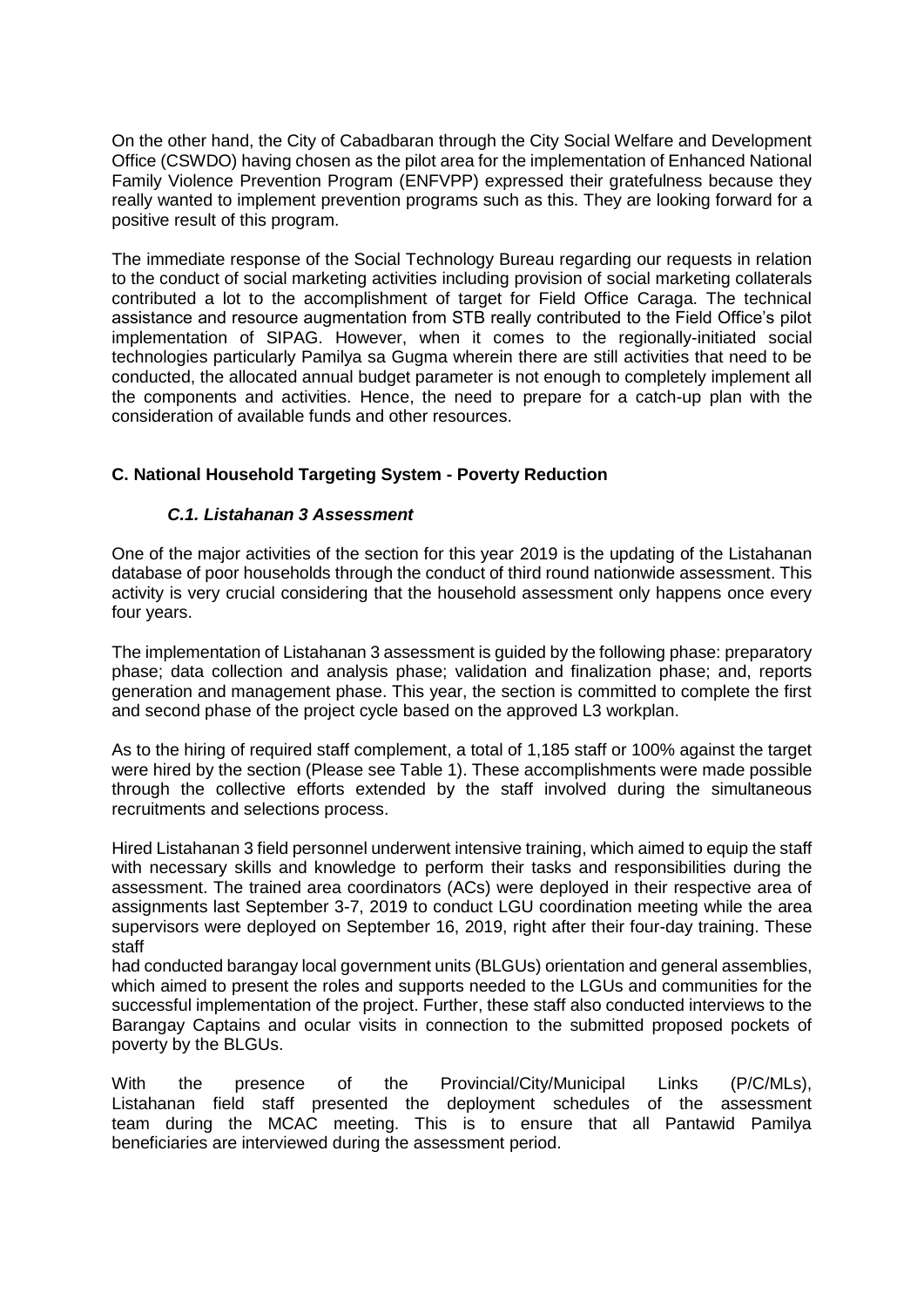On the other hand, the City of Cabadbaran through the City Social Welfare and Development Office (CSWDO) having chosen as the pilot area for the implementation of Enhanced National Family Violence Prevention Program (ENFVPP) expressed their gratefulness because they really wanted to implement prevention programs such as this. They are looking forward for a positive result of this program.

The immediate response of the Social Technology Bureau regarding our requests in relation to the conduct of social marketing activities including provision of social marketing collaterals contributed a lot to the accomplishment of target for Field Office Caraga. The technical assistance and resource augmentation from STB really contributed to the Field Office's pilot implementation of SIPAG. However, when it comes to the regionally-initiated social technologies particularly Pamilya sa Gugma wherein there are still activities that need to be conducted, the allocated annual budget parameter is not enough to completely implement all the components and activities. Hence, the need to prepare for a catch-up plan with the consideration of available funds and other resources.

## C. National Household Targeting System - Poverty Reduction

### *C.1. Listahanan 3 Assessment*

One of the major activities of the section for this year 2019 is the updating of the Listahanan database of poor households through the conduct of third round nationwide assessment. This activity is very crucial considering that the household assessment only happens once every four years.

The implementation of Listahanan 3 assessment is guided by the following phase: preparatory phase; data collection and analysis phase; validation and finalization phase; and, reports generation and management phase. This year, the section is committed to complete the first and second phase of the project cycle based on the approved L3 workplan.

As to the hiring of required staff complement, a total of 1,185 staff or 100% against the target were hired by the section (Please see Table 1). These accomplishments were made possible through the collective efforts extended by the staff involved during the simultaneous recruitments and selections process.

Hired Listahanan 3 field personnel underwent intensive training, which aimed to equip the staff with necessary skills and knowledge to perform their tasks and responsibilities during the assessment. The trained area coordinators (ACs) were deployed in their respective area of assignments last September 3-7, 2019 to conduct LGU coordination meeting while the area supervisors were deployed on September 16, 2019, right after their four-day training. These staff had conducted barangay local government units (BLGUs) orientation and general assemblies, which aimed to present the roles and supports needed to the LGUs and communities for the successful implementation of the project. Further, these staff also conducted interviews to the Barangay Captains and ocular visits in connection to the submitted proposed pockets of poverty by the BLGUs.

With the presence of the Provincial/City/Municipal Links (P/C/MLs), Listahanan field staff presented the deployment schedules of the assessment team during the MCAC meeting. This is to ensure that all Pantawid Pamilya beneficiaries are interviewed during the assessment period.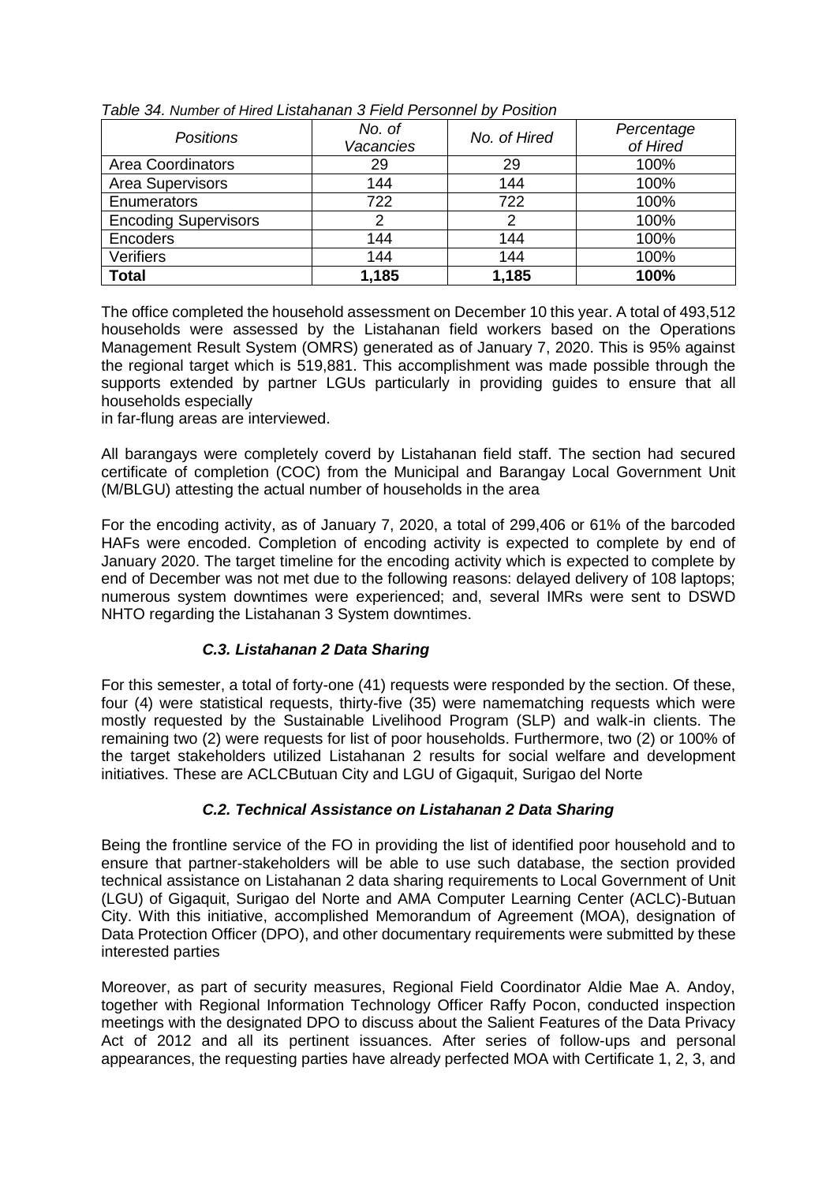*Table 34. Number of Hired Listahanan 3 Field Personnel by Position*

| *Positions* | *No. of Vacancies* | *No. of Hired* | *Percentage of Hired* |
|---|---|---|---|
| Area Coordinators | 29 | 29 | 100% |
| Area Supervisors | 144 | 144 | 100% |
| Enumerators | 722 | 722 | 100% |
| Encoding Supervisors | 2 | 2 | 100% |
| Encoders | 144 | 144 | 100% |
| Verifiers | 144 | 144 | 100% |
| **Total** | **1,185** | **1,185** | **100%** |

The office completed the household assessment on December 10 this year. A total of 493,512 households were assessed by the Listahanan field workers based on the Operations Management Result System (OMRS) generated as of January 7, 2020. This is 95% against the regional target which is 519,881. This accomplishment was made possible through the supports extended by partner LGUs particularly in providing guides to ensure that all households especially
in far-flung areas are interviewed.

All barangays were completely coverd by Listahanan field staff. The section had secured certificate of completion (COC) from the Municipal and Barangay Local Government Unit (M/BLGU) attesting the actual number of households in the area

For the encoding activity, as of January 7, 2020, a total of 299,406 or 61% of the barcoded HAFs were encoded. Completion of encoding activity is expected to complete by end of January 2020. The target timeline for the encoding activity which is expected to complete by end of December was not met due to the following reasons: delayed delivery of 108 laptops; numerous system downtimes were experienced; and, several IMRs were sent to DSWD NHTO regarding the Listahanan 3 System downtimes.

### *C.3. Listahanan 2 Data Sharing*

For this semester, a total of forty-one (41) requests were responded by the section. Of these, four (4) were statistical requests, thirty-five (35) were namematching requests which were mostly requested by the Sustainable Livelihood Program (SLP) and walk-in clients. The remaining two (2) were requests for list of poor households. Furthermore, two (2) or 100% of the target stakeholders utilized Listahanan 2 results for social welfare and development initiatives. These are ACLCButuan City and LGU of Gigaquit, Surigao del Norte

### *C.2. Technical Assistance on Listahanan 2 Data Sharing*

Being the frontline service of the FO in providing the list of identified poor household and to ensure that partner-stakeholders will be able to use such database, the section provided technical assistance on Listahanan 2 data sharing requirements to Local Government of Unit (LGU) of Gigaquit, Surigao del Norte and AMA Computer Learning Center (ACLC)-Butuan City. With this initiative, accomplished Memorandum of Agreement (MOA), designation of Data Protection Officer (DPO), and other documentary requirements were submitted by these interested parties

Moreover, as part of security measures, Regional Field Coordinator Aldie Mae A. Andoy, together with Regional Information Technology Officer Raffy Pocon, conducted inspection meetings with the designated DPO to discuss about the Salient Features of the Data Privacy Act of 2012 and all its pertinent issuances. After series of follow-ups and personal appearances, the requesting parties have already perfected MOA with Certificate 1, 2, 3, and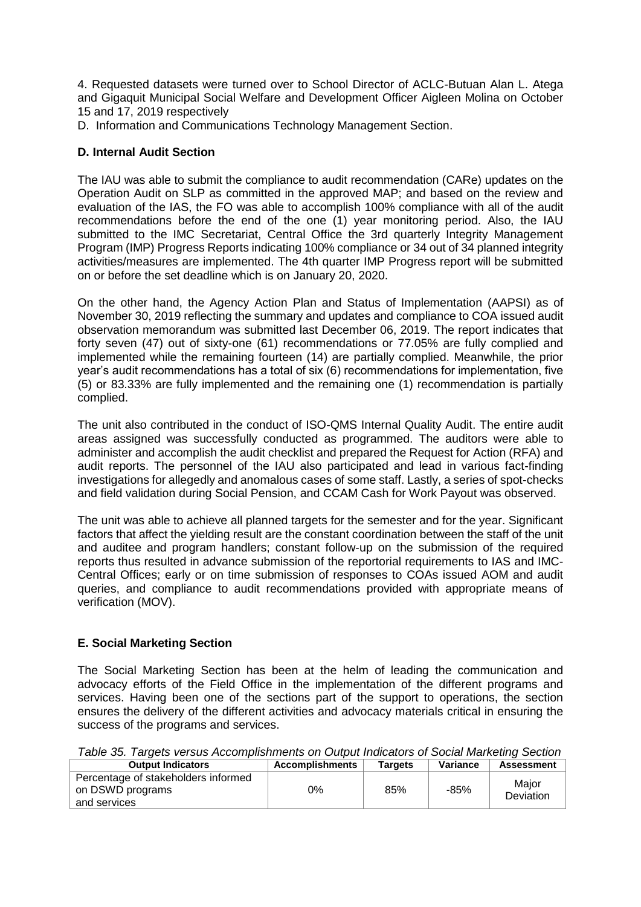4. Requested datasets were turned over to School Director of ACLC-Butuan Alan L. Atega and Gigaquit Municipal Social Welfare and Development Officer Aigleen Molina on October 15 and 17, 2019 respectively

D. Information and Communications Technology Management Section.

**D. Internal Audit Section**

The IAU was able to submit the compliance to audit recommendation (CARe) updates on the Operation Audit on SLP as committed in the approved MAP; and based on the review and evaluation of the IAS, the FO was able to accomplish 100% compliance with all of the audit recommendations before the end of the one (1) year monitoring period. Also, the IAU submitted to the IMC Secretariat, Central Office the 3rd quarterly Integrity Management Program (IMP) Progress Reports indicating 100% compliance or 34 out of 34 planned integrity activities/measures are implemented. The 4th quarter IMP Progress report will be submitted on or before the set deadline which is on January 20, 2020.

On the other hand, the Agency Action Plan and Status of Implementation (AAPSI) as of November 30, 2019 reflecting the summary and updates and compliance to COA issued audit observation memorandum was submitted last December 06, 2019. The report indicates that forty seven (47) out of sixty-one (61) recommendations or 77.05% are fully complied and implemented while the remaining fourteen (14) are partially complied. Meanwhile, the prior year's audit recommendations has a total of six (6) recommendations for implementation, five (5) or 83.33% are fully implemented and the remaining one (1) recommendation is partially complied.

The unit also contributed in the conduct of ISO-QMS Internal Quality Audit. The entire audit areas assigned was successfully conducted as programmed. The auditors were able to administer and accomplish the audit checklist and prepared the Request for Action (RFA) and audit reports. The personnel of the IAU also participated and lead in various fact-finding investigations for allegedly and anomalous cases of some staff. Lastly, a series of spot-checks and field validation during Social Pension, and CCAM Cash for Work Payout was observed.

The unit was able to achieve all planned targets for the semester and for the year. Significant factors that affect the yielding result are the constant coordination between the staff of the unit and auditee and program handlers; constant follow-up on the submission of the required reports thus resulted in advance submission of the reportorial requirements to IAS and IMC-Central Offices; early or on time submission of responses to COAs issued AOM and audit queries, and compliance to audit recommendations provided with appropriate means of verification (MOV).

**E. Social Marketing Section**

The Social Marketing Section has been at the helm of leading the communication and advocacy efforts of the Field Office in the implementation of the different programs and services. Having been one of the sections part of the support to operations, the section ensures the delivery of the different activities and advocacy materials critical in ensuring the success of the programs and services.

*Table 35. Targets versus Accomplishments on Output Indicators of Social Marketing Section*

| Output Indicators | Accomplishments | Targets | Variance | Assessment |
|---|---|---|---|---|
| Percentage of stakeholders informed on DSWD programs and services | 0% | 85% | -85% | Major Deviation |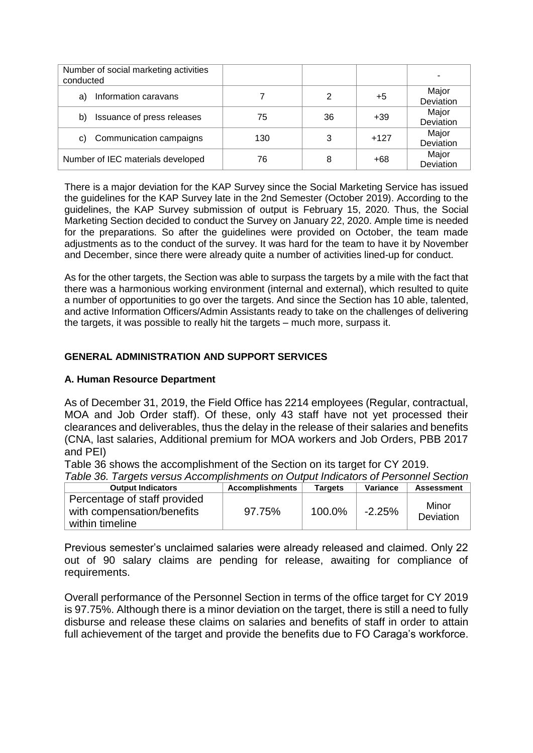| Number of social marketing activities conducted | | | | - |
|---|---|---|---|---|
| a) Information caravans | 7 | 2 | +5 | Major Deviation |
| b) Issuance of press releases | 75 | 36 | +39 | Major Deviation |
| c) Communication campaigns | 130 | 3 | +127 | Major Deviation |
| Number of IEC materials developed | 76 | 8 | +68 | Major Deviation |

There is a major deviation for the KAP Survey since the Social Marketing Service has issued the guidelines for the KAP Survey late in the 2nd Semester (October 2019). According to the guidelines, the KAP Survey submission of output is February 15, 2020. Thus, the Social Marketing Section decided to conduct the Survey on January 22, 2020. Ample time is needed for the preparations. So after the guidelines were provided on October, the team made adjustments as to the conduct of the survey. It was hard for the team to have it by November and December, since there were already quite a number of activities lined-up for conduct.

As for the other targets, the Section was able to surpass the targets by a mile with the fact that there was a harmonious working environment (internal and external), which resulted to quite a number of opportunities to go over the targets. And since the Section has 10 able, talented, and active Information Officers/Admin Assistants ready to take on the challenges of delivering the targets, it was possible to really hit the targets – much more, surpass it.

## GENERAL ADMINISTRATION AND SUPPORT SERVICES

### A. Human Resource Department

As of December 31, 2019, the Field Office has 2214 employees (Regular, contractual, MOA and Job Order staff). Of these, only 43 staff have not yet processed their clearances and deliverables, thus the delay in the release of their salaries and benefits (CNA, last salaries, Additional premium for MOA workers and Job Orders, PBB 2017 and PEI)

Table 36 shows the accomplishment of the Section on its target for CY 2019.

*Table 36. Targets versus Accomplishments on Output Indicators of Personnel Section*

| Output Indicators | Accomplishments | Targets | Variance | Assessment |
|---|---|---|---|---|
| Percentage of staff provided with compensation/benefits within timeline | 97.75% | 100.0% | -2.25% | Minor Deviation |

Previous semester's unclaimed salaries were already released and claimed. Only 22 out of 90 salary claims are pending for release, awaiting for compliance of requirements.

Overall performance of the Personnel Section in terms of the office target for CY 2019 is 97.75%. Although there is a minor deviation on the target, there is still a need to fully disburse and release these claims on salaries and benefits of staff in order to attain full achievement of the target and provide the benefits due to FO Caraga's workforce.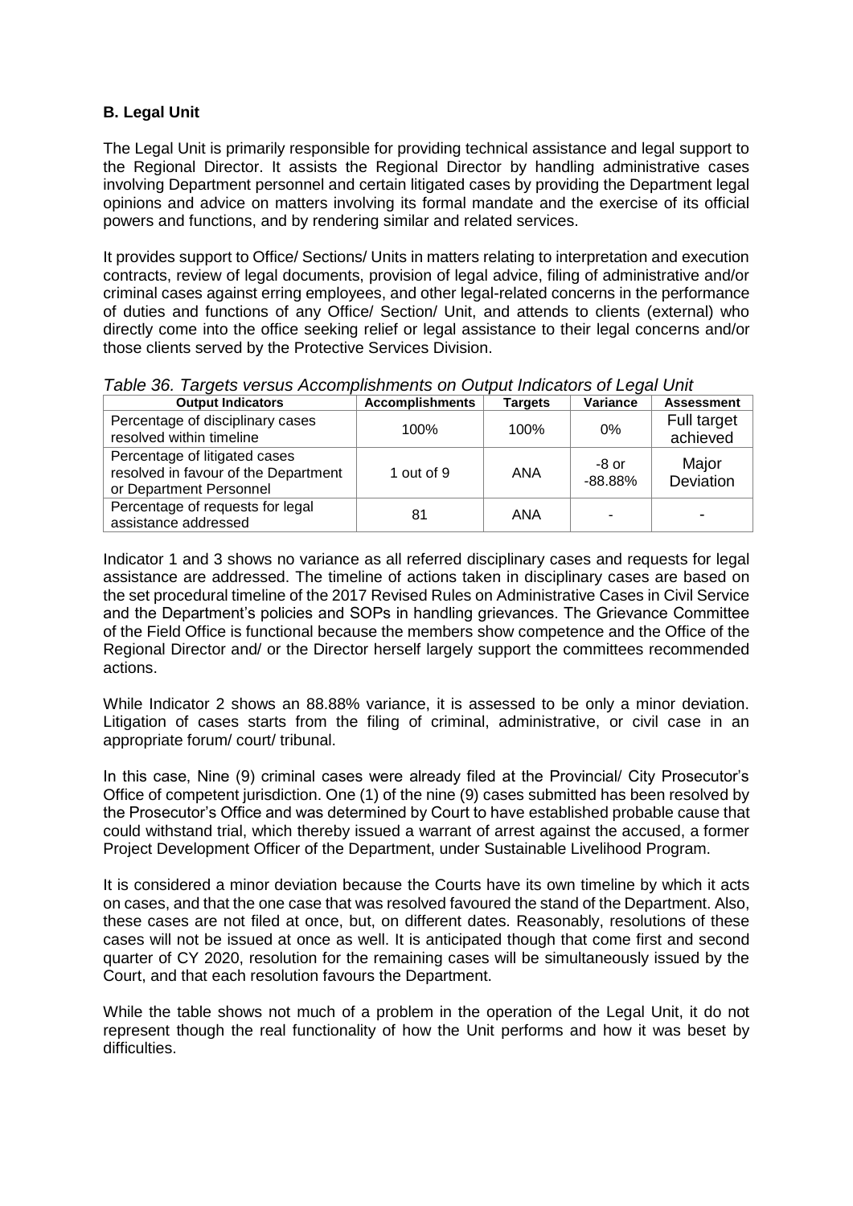### B. Legal Unit

The Legal Unit is primarily responsible for providing technical assistance and legal support to the Regional Director. It assists the Regional Director by handling administrative cases involving Department personnel and certain litigated cases by providing the Department legal opinions and advice on matters involving its formal mandate and the exercise of its official powers and functions, and by rendering similar and related services.

It provides support to Office/ Sections/ Units in matters relating to interpretation and execution contracts, review of legal documents, provision of legal advice, filing of administrative and/or criminal cases against erring employees, and other legal-related concerns in the performance of duties and functions of any Office/ Section/ Unit, and attends to clients (external) who directly come into the office seeking relief or legal assistance to their legal concerns and/or those clients served by the Protective Services Division.

*Table 36. Targets versus Accomplishments on Output Indicators of Legal Unit*

| Output Indicators | Accomplishments | Targets | Variance | Assessment |
|---|---|---|---|---|
| Percentage of disciplinary cases resolved within timeline | 100% | 100% | 0% | Full target achieved |
| Percentage of litigated cases resolved in favour of the Department or Department Personnel | 1 out of 9 | ANA | -8 or -88.88% | Major Deviation |
| Percentage of requests for legal assistance addressed | 81 | ANA | - | - |

Indicator 1 and 3 shows no variance as all referred disciplinary cases and requests for legal assistance are addressed. The timeline of actions taken in disciplinary cases are based on the set procedural timeline of the 2017 Revised Rules on Administrative Cases in Civil Service and the Department's policies and SOPs in handling grievances. The Grievance Committee of the Field Office is functional because the members show competence and the Office of the Regional Director and/ or the Director herself largely support the committees recommended actions.

While Indicator 2 shows an 88.88% variance, it is assessed to be only a minor deviation. Litigation of cases starts from the filing of criminal, administrative, or civil case in an appropriate forum/ court/ tribunal.

In this case, Nine (9) criminal cases were already filed at the Provincial/ City Prosecutor's Office of competent jurisdiction. One (1) of the nine (9) cases submitted has been resolved by the Prosecutor's Office and was determined by Court to have established probable cause that could withstand trial, which thereby issued a warrant of arrest against the accused, a former Project Development Officer of the Department, under Sustainable Livelihood Program.

It is considered a minor deviation because the Courts have its own timeline by which it acts on cases, and that the one case that was resolved favoured the stand of the Department. Also, these cases are not filed at once, but, on different dates. Reasonably, resolutions of these cases will not be issued at once as well. It is anticipated though that come first and second quarter of CY 2020, resolution for the remaining cases will be simultaneously issued by the Court, and that each resolution favours the Department.

While the table shows not much of a problem in the operation of the Legal Unit, it do not represent though the real functionality of how the Unit performs and how it was beset by difficulties.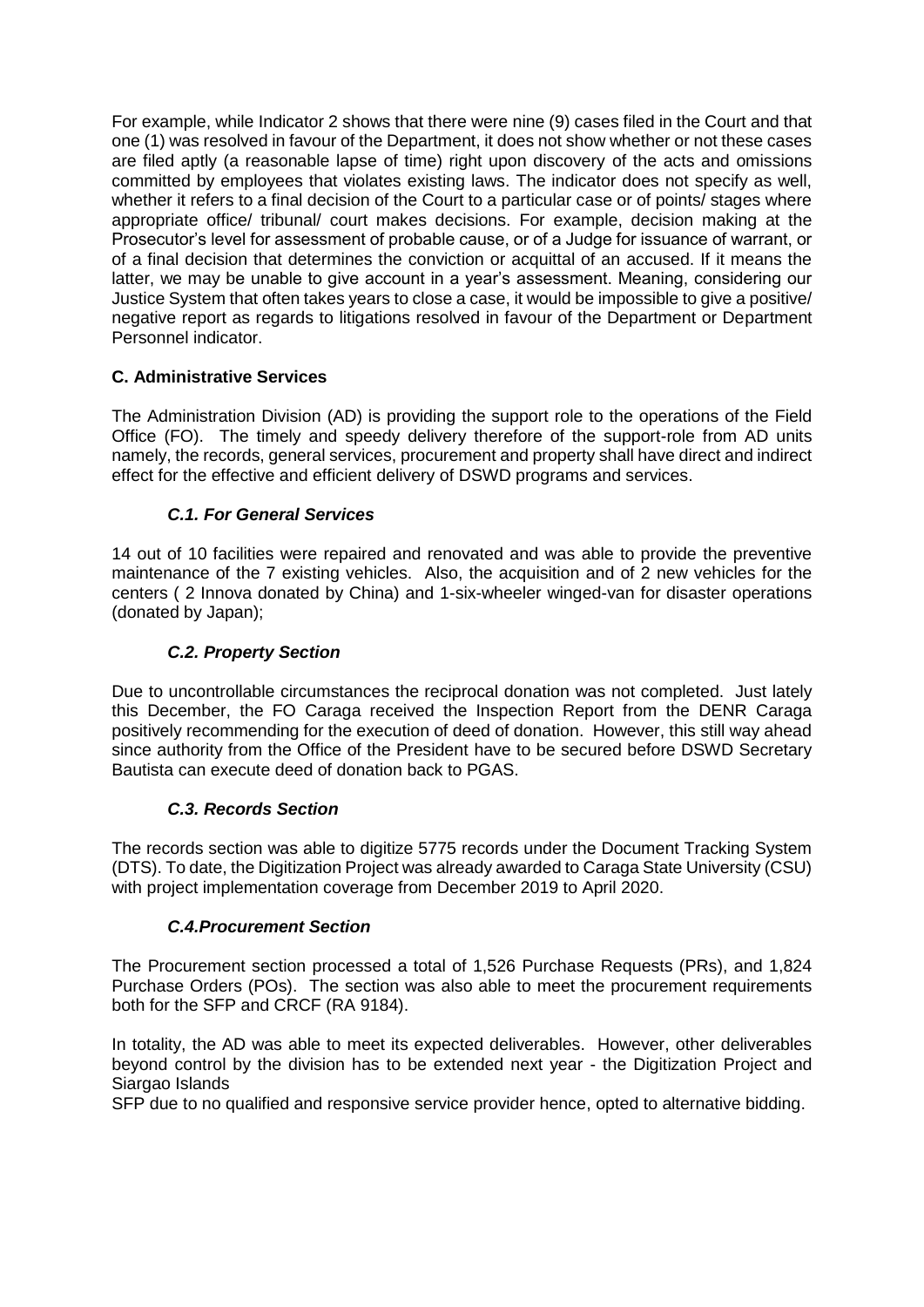For example, while Indicator 2 shows that there were nine (9) cases filed in the Court and that one (1) was resolved in favour of the Department, it does not show whether or not these cases are filed aptly (a reasonable lapse of time) right upon discovery of the acts and omissions committed by employees that violates existing laws. The indicator does not specify as well, whether it refers to a final decision of the Court to a particular case or of points/ stages where appropriate office/ tribunal/ court makes decisions. For example, decision making at the Prosecutor's level for assessment of probable cause, or of a Judge for issuance of warrant, or of a final decision that determines the conviction or acquittal of an accused. If it means the latter, we may be unable to give account in a year's assessment. Meaning, considering our Justice System that often takes years to close a case, it would be impossible to give a positive/ negative report as regards to litigations resolved in favour of the Department or Department Personnel indicator.

### C. Administrative Services

The Administration Division (AD) is providing the support role to the operations of the Field Office (FO). The timely and speedy delivery therefore of the support-role from AD units namely, the records, general services, procurement and property shall have direct and indirect effect for the effective and efficient delivery of DSWD programs and services.

#### *C.1. For General Services*

14 out of 10 facilities were repaired and renovated and was able to provide the preventive maintenance of the 7 existing vehicles. Also, the acquisition and of 2 new vehicles for the centers ( 2 Innova donated by China) and 1-six-wheeler winged-van for disaster operations (donated by Japan);

#### *C.2. Property Section*

Due to uncontrollable circumstances the reciprocal donation was not completed. Just lately this December, the FO Caraga received the Inspection Report from the DENR Caraga positively recommending for the execution of deed of donation. However, this still way ahead since authority from the Office of the President have to be secured before DSWD Secretary Bautista can execute deed of donation back to PGAS.

#### *C.3. Records Section*

The records section was able to digitize 5775 records under the Document Tracking System (DTS). To date, the Digitization Project was already awarded to Caraga State University (CSU) with project implementation coverage from December 2019 to April 2020.

#### *C.4.Procurement Section*

The Procurement section processed a total of 1,526 Purchase Requests (PRs), and 1,824 Purchase Orders (POs). The section was also able to meet the procurement requirements both for the SFP and CRCF (RA 9184).

In totality, the AD was able to meet its expected deliverables. However, other deliverables beyond control by the division has to be extended next year - the Digitization Project and Siargao Islands
SFP due to no qualified and responsive service provider hence, opted to alternative bidding.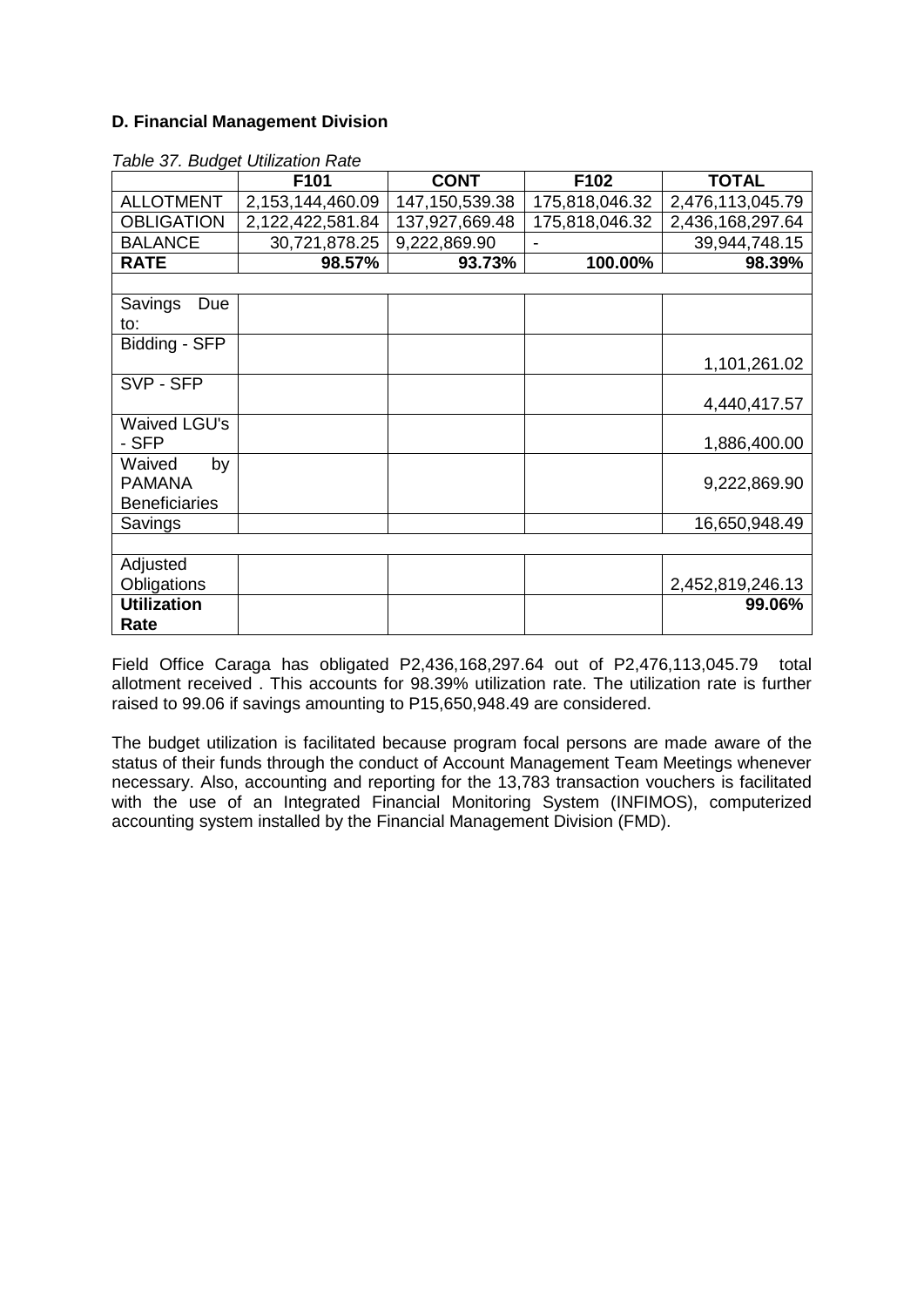**D. Financial Management Division**

*Table 37. Budget Utilization Rate*

| | F101 | CONT | F102 | TOTAL |
|---|---|---|---|---|
| ALLOTMENT | 2,153,144,460.09 | 147,150,539.38 | 175,818,046.32 | 2,476,113,045.79 |
| OBLIGATION | 2,122,422,581.84 | 137,927,669.48 | 175,818,046.32 | 2,436,168,297.64 |
| BALANCE | 30,721,878.25 | 9,222,869.90 | - | 39,944,748.15 |
| **RATE** | **98.57%** | **93.73%** | **100.00%** | **98.39%** |
| | | | | |
| Savings Due to: | | | | |
| Bidding - SFP | | | | 1,101,261.02 |
| SVP - SFP | | | | 4,440,417.57 |
| Waived LGU's - SFP | | | | 1,886,400.00 |
| Waived by PAMANA Beneficiaries | | | | 9,222,869.90 |
| Savings | | | | 16,650,948.49 |
| | | | | |
| Adjusted Obligations | | | | 2,452,819,246.13 |
| **Utilization Rate** | | | | **99.06%** |

Field Office Caraga has obligated P2,436,168,297.64 out of P2,476,113,045.79 total allotment received . This accounts for 98.39% utilization rate. The utilization rate is further raised to 99.06 if savings amounting to P15,650,948.49 are considered.

The budget utilization is facilitated because program focal persons are made aware of the status of their funds through the conduct of Account Management Team Meetings whenever necessary. Also, accounting and reporting for the 13,783 transaction vouchers is facilitated with the use of an Integrated Financial Monitoring System (INFIMOS), computerized accounting system installed by the Financial Management Division (FMD).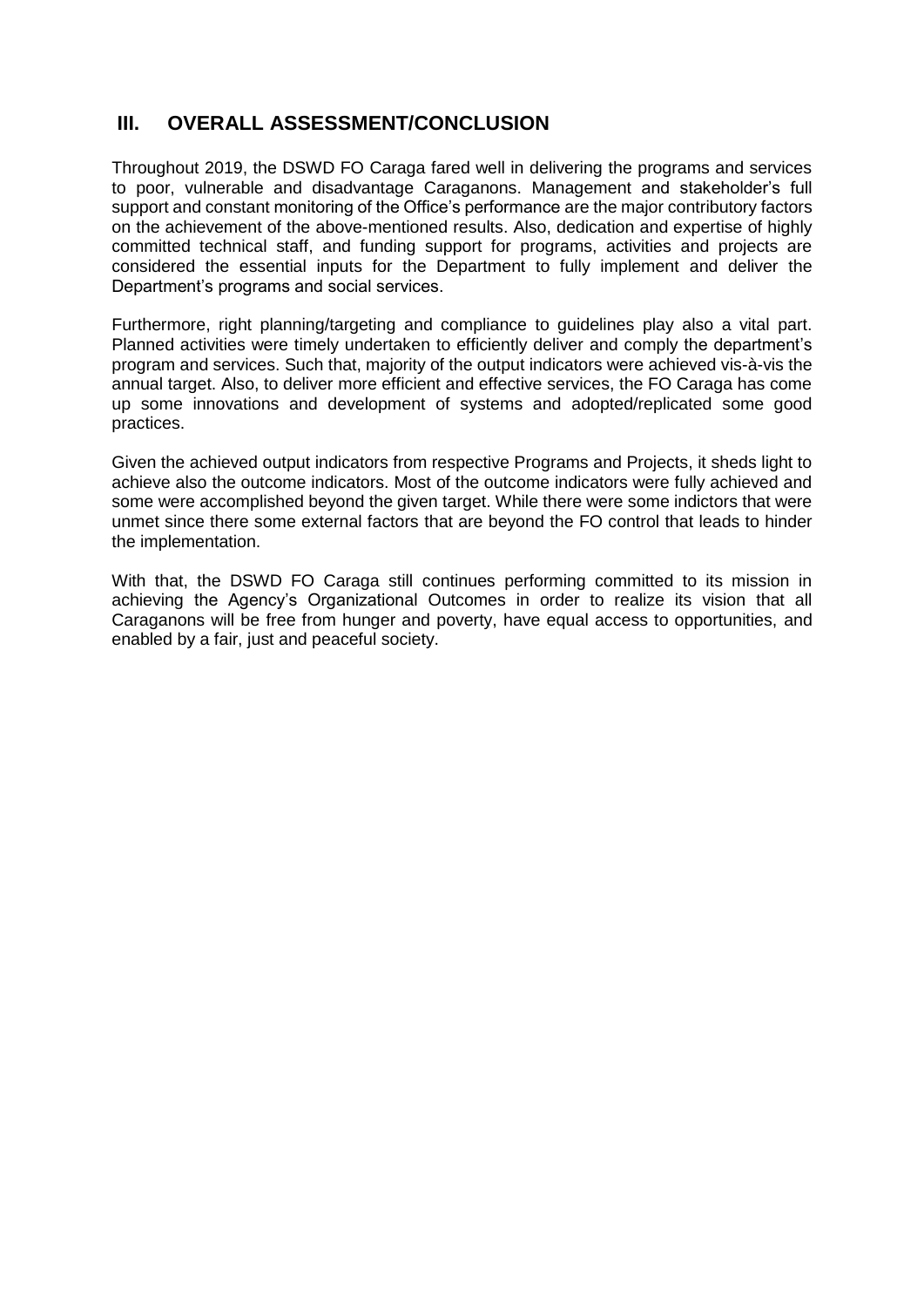## III. OVERALL ASSESSMENT/CONCLUSION

Throughout 2019, the DSWD FO Caraga fared well in delivering the programs and services to poor, vulnerable and disadvantage Caraganons. Management and stakeholder's full support and constant monitoring of the Office's performance are the major contributory factors on the achievement of the above-mentioned results. Also, dedication and expertise of highly committed technical staff, and funding support for programs, activities and projects are considered the essential inputs for the Department to fully implement and deliver the Department's programs and social services.

Furthermore, right planning/targeting and compliance to guidelines play also a vital part. Planned activities were timely undertaken to efficiently deliver and comply the department's program and services. Such that, majority of the output indicators were achieved vis-à-vis the annual target. Also, to deliver more efficient and effective services, the FO Caraga has come up some innovations and development of systems and adopted/replicated some good practices.

Given the achieved output indicators from respective Programs and Projects, it sheds light to achieve also the outcome indicators. Most of the outcome indicators were fully achieved and some were accomplished beyond the given target. While there were some indictors that were unmet since there some external factors that are beyond the FO control that leads to hinder the implementation.

With that, the DSWD FO Caraga still continues performing committed to its mission in achieving the Agency's Organizational Outcomes in order to realize its vision that all Caraganons will be free from hunger and poverty, have equal access to opportunities, and enabled by a fair, just and peaceful society.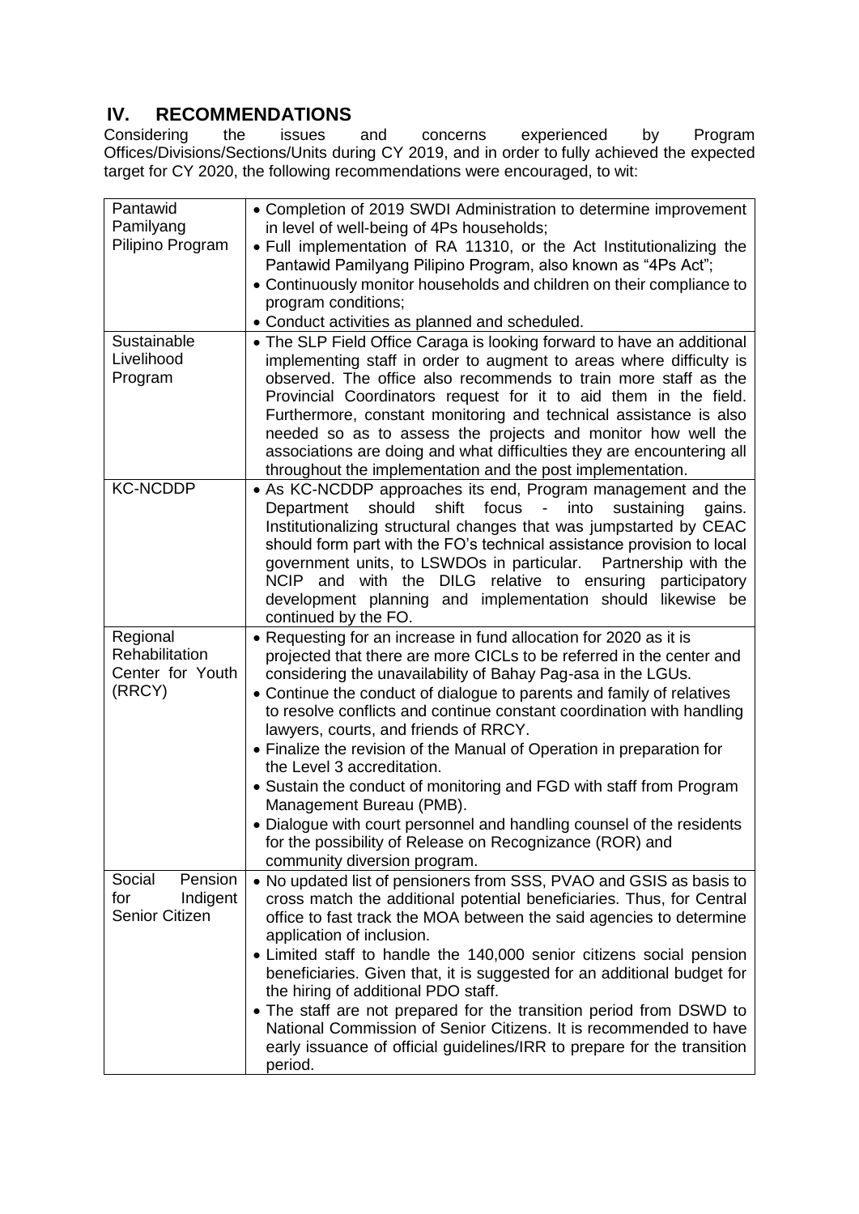## IV. RECOMMENDATIONS

Considering the issues and concerns experienced by Program Offices/Divisions/Sections/Units during CY 2019, and in order to fully achieved the expected target for CY 2020, the following recommendations were encouraged, to wit:

| | |
|---|---|
| Pantawid Pamilyang Pilipino Program | • Completion of 2019 SWDI Administration to determine improvement in level of well-being of 4Ps households;<br>• Full implementation of RA 11310, or the Act Institutionalizing the Pantawid Pamilyang Pilipino Program, also known as "4Ps Act";<br>• Continuously monitor households and children on their compliance to program conditions;<br>• Conduct activities as planned and scheduled. |
| Sustainable Livelihood Program | • The SLP Field Office Caraga is looking forward to have an additional implementing staff in order to augment to areas where difficulty is observed. The office also recommends to train more staff as the Provincial Coordinators request for it to aid them in the field. Furthermore, constant monitoring and technical assistance is also needed so as to assess the projects and monitor how well the associations are doing and what difficulties they are encountering all throughout the implementation and the post implementation. |
| KC-NCDDP | • As KC-NCDDP approaches its end, Program management and the Department should shift focus - into sustaining gains. Institutionalizing structural changes that was jumpstarted by CEAC should form part with the FO's technical assistance provision to local government units, to LSWDOs in particular. Partnership with the NCIP and with the DILG relative to ensuring participatory development planning and implementation should likewise be continued by the FO. |
| Regional Rehabilitation Center for Youth (RRCY) | • Requesting for an increase in fund allocation for 2020 as it is projected that there are more CICLs to be referred in the center and considering the unavailability of Bahay Pag-asa in the LGUs.<br>• Continue the conduct of dialogue to parents and family of relatives to resolve conflicts and continue constant coordination with handling lawyers, courts, and friends of RRCY.<br>• Finalize the revision of the Manual of Operation in preparation for the Level 3 accreditation.<br>• Sustain the conduct of monitoring and FGD with staff from Program Management Bureau (PMB).<br>• Dialogue with court personnel and handling counsel of the residents for the possibility of Release on Recognizance (ROR) and community diversion program. |
| Social Pension for Indigent Senior Citizen | • No updated list of pensioners from SSS, PVAO and GSIS as basis to cross match the additional potential beneficiaries. Thus, for Central office to fast track the MOA between the said agencies to determine application of inclusion.<br>• Limited staff to handle the 140,000 senior citizens social pension beneficiaries. Given that, it is suggested for an additional budget for the hiring of additional PDO staff.<br>• The staff are not prepared for the transition period from DSWD to National Commission of Senior Citizens. It is recommended to have early issuance of official guidelines/IRR to prepare for the transition period. |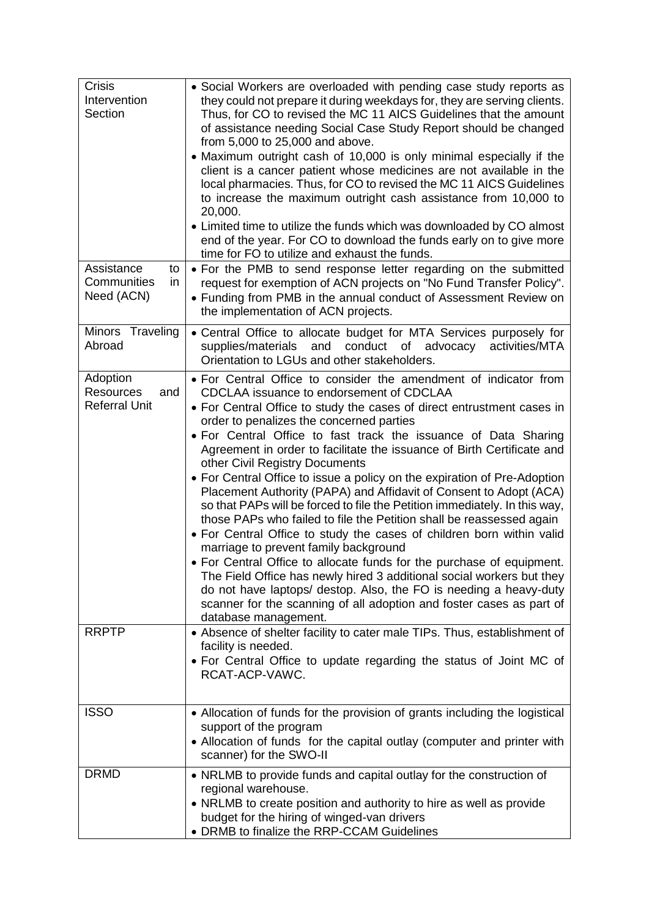| | |
|---|---|
| Crisis Intervention Section | • Social Workers are overloaded with pending case study reports as they could not prepare it during weekdays for, they are serving clients. Thus, for CO to revised the MC 11 AICS Guidelines that the amount of assistance needing Social Case Study Report should be changed from 5,000 to 25,000 and above.<br>• Maximum outright cash of 10,000 is only minimal especially if the client is a cancer patient whose medicines are not available in the local pharmacies. Thus, for CO to revised the MC 11 AICS Guidelines to increase the maximum outright cash assistance from 10,000 to 20,000.<br>• Limited time to utilize the funds which was downloaded by CO almost end of the year. For CO to download the funds early on to give more time for FO to utilize and exhaust the funds. |
| Assistance to Communities in Need (ACN) | • For the PMB to send response letter regarding on the submitted request for exemption of ACN projects on "No Fund Transfer Policy".<br>• Funding from PMB in the annual conduct of Assessment Review on the implementation of ACN projects. |
| Minors Traveling Abroad | • Central Office to allocate budget for MTA Services purposely for supplies/materials and conduct of advocacy activities/MTA Orientation to LGUs and other stakeholders. |
| Adoption Resources and Referral Unit | • For Central Office to consider the amendment of indicator from CDCLAA issuance to endorsement of CDCLAA<br>• For Central Office to study the cases of direct entrustment cases in order to penalizes the concerned parties<br>• For Central Office to fast track the issuance of Data Sharing Agreement in order to facilitate the issuance of Birth Certificate and other Civil Registry Documents<br>• For Central Office to issue a policy on the expiration of Pre-Adoption Placement Authority (PAPA) and Affidavit of Consent to Adopt (ACA) so that PAPs will be forced to file the Petition immediately. In this way, those PAPs who failed to file the Petition shall be reassessed again<br>• For Central Office to study the cases of children born within valid marriage to prevent family background<br>• For Central Office to allocate funds for the purchase of equipment. The Field Office has newly hired 3 additional social workers but they do not have laptops/ destop. Also, the FO is needing a heavy-duty scanner for the scanning of all adoption and foster cases as part of database management. |
| RRPTP | • Absence of shelter facility to cater male TIPs. Thus, establishment of facility is needed.<br>• For Central Office to update regarding the status of Joint MC of RCAT-ACP-VAWC. |
| ISSO | • Allocation of funds for the provision of grants including the logistical support of the program<br>• Allocation of funds for the capital outlay (computer and printer with scanner) for the SWO-II |
| DRMD | • NRLMB to provide funds and capital outlay for the construction of regional warehouse.<br>• NRLMB to create position and authority to hire as well as provide budget for the hiring of winged-van drivers<br>• DRMB to finalize the RRP-CCAM Guidelines |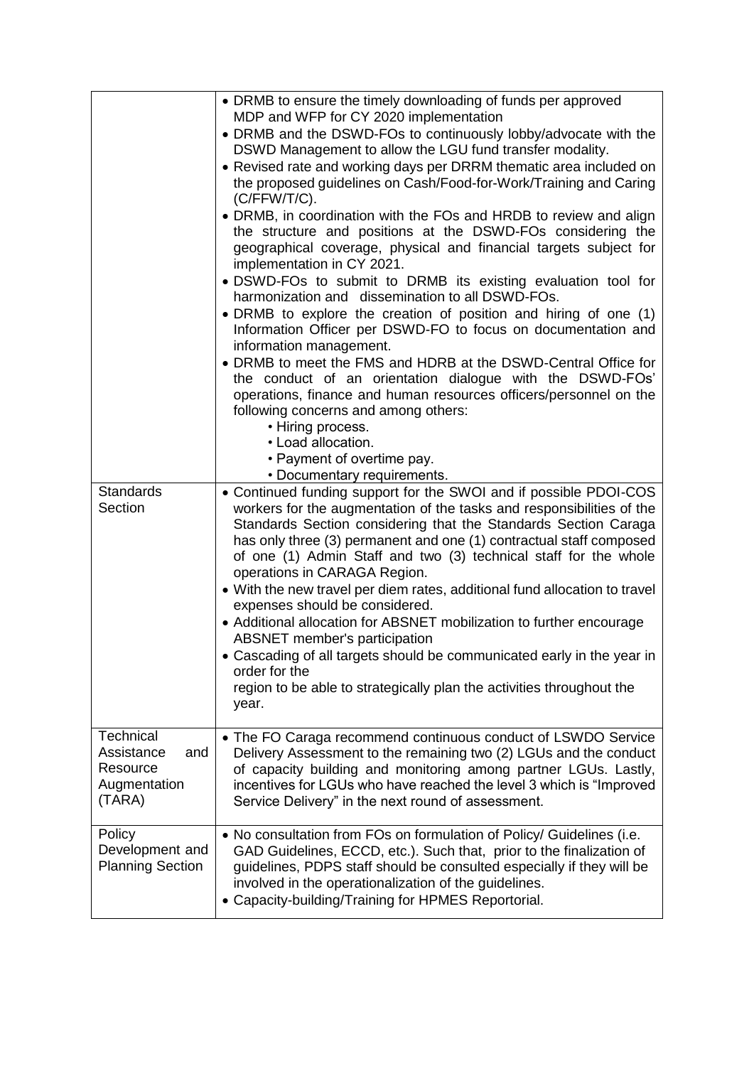| | |
|---|---|
| | • DRMB to ensure the timely downloading of funds per approved MDP and WFP for CY 2020 implementation<br>• DRMB and the DSWD-FOs to continuously lobby/advocate with the DSWD Management to allow the LGU fund transfer modality.<br>• Revised rate and working days per DRRM thematic area included on the proposed guidelines on Cash/Food-for-Work/Training and Caring (C/FFW/T/C).<br>• DRMB, in coordination with the FOs and HRDB to review and align the structure and positions at the DSWD-FOs considering the geographical coverage, physical and financial targets subject for implementation in CY 2021.<br>• DSWD-FOs to submit to DRMB its existing evaluation tool for harmonization and dissemination to all DSWD-FOs.<br>• DRMB to explore the creation of position and hiring of one (1) Information Officer per DSWD-FO to focus on documentation and information management.<br>• DRMB to meet the FMS and HDRB at the DSWD-Central Office for the conduct of an orientation dialogue with the DSWD-FOs' operations, finance and human resources officers/personnel on the following concerns and among others:<br>  • Hiring process.<br>  • Load allocation.<br>  • Payment of overtime pay.<br>  • Documentary requirements. |
| Standards Section | • Continued funding support for the SWOI and if possible PDOI-COS workers for the augmentation of the tasks and responsibilities of the Standards Section considering that the Standards Section Caraga has only three (3) permanent and one (1) contractual staff composed of one (1) Admin Staff and two (3) technical staff for the whole operations in CARAGA Region.<br>• With the new travel per diem rates, additional fund allocation to travel expenses should be considered.<br>• Additional allocation for ABSNET mobilization to further encourage ABSNET member's participation<br>• Cascading of all targets should be communicated early in the year in order for the region to be able to strategically plan the activities throughout the year. |
| Technical Assistance and Resource Augmentation (TARA) | • The FO Caraga recommend continuous conduct of LSWDO Service Delivery Assessment to the remaining two (2) LGUs and the conduct of capacity building and monitoring among partner LGUs. Lastly, incentives for LGUs who have reached the level 3 which is "Improved Service Delivery" in the next round of assessment. |
| Policy Development and Planning Section | • No consultation from FOs on formulation of Policy/ Guidelines (i.e. GAD Guidelines, ECCD, etc.). Such that, prior to the finalization of guidelines, PDPS staff should be consulted especially if they will be involved in the operationalization of the guidelines.<br>• Capacity-building/Training for HPMES Reportorial. |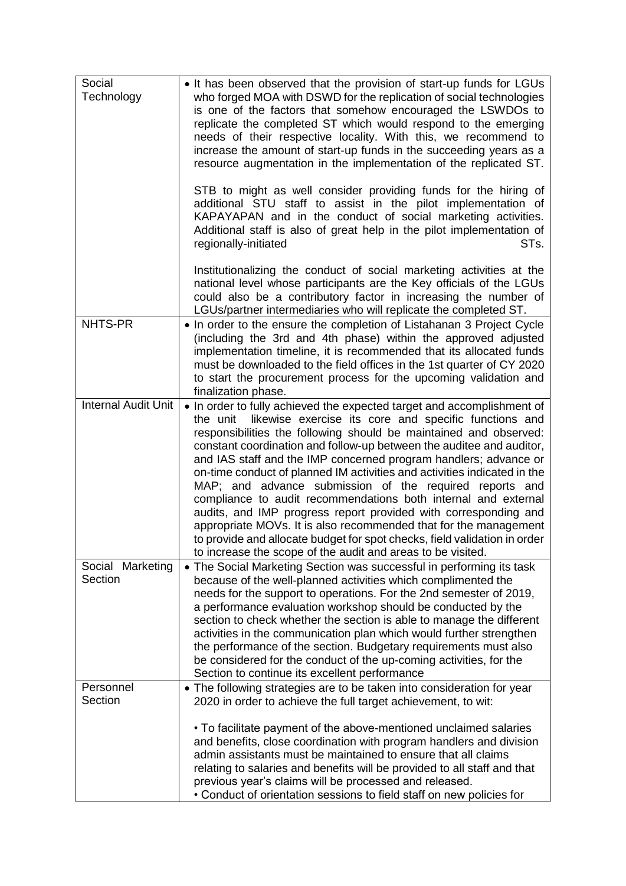| | |
|---|---|
| Social Technology | • It has been observed that the provision of start-up funds for LGUs who forged MOA with DSWD for the replication of social technologies is one of the factors that somehow encouraged the LSWDOs to replicate the completed ST which would respond to the emerging needs of their respective locality. With this, we recommend to increase the amount of start-up funds in the succeeding years as a resource augmentation in the implementation of the replicated ST.<br><br>STB to might as well consider providing funds for the hiring of additional STU staff to assist in the pilot implementation of KAPAYAPAN and in the conduct of social marketing activities. Additional staff is also of great help in the pilot implementation of regionally-initiated STs.<br><br>Institutionalizing the conduct of social marketing activities at the national level whose participants are the Key officials of the LGUs could also be a contributory factor in increasing the number of LGUs/partner intermediaries who will replicate the completed ST. |
| NHTS-PR | • In order to the ensure the completion of Listahanan 3 Project Cycle (including the 3rd and 4th phase) within the approved adjusted implementation timeline, it is recommended that its allocated funds must be downloaded to the field offices in the 1st quarter of CY 2020 to start the procurement process for the upcoming validation and finalization phase. |
| Internal Audit Unit | • In order to fully achieved the expected target and accomplishment of the unit likewise exercise its core and specific functions and responsibilities the following should be maintained and observed: constant coordination and follow-up between the auditee and auditor, and IAS staff and the IMP concerned program handlers; advance or on-time conduct of planned IM activities and activities indicated in the MAP; and advance submission of the required reports and compliance to audit recommendations both internal and external audits, and IMP progress report provided with corresponding and appropriate MOVs. It is also recommended that for the management to provide and allocate budget for spot checks, field validation in order to increase the scope of the audit and areas to be visited. |
| Social Marketing Section | • The Social Marketing Section was successful in performing its task because of the well-planned activities which complimented the needs for the support to operations. For the 2nd semester of 2019, a performance evaluation workshop should be conducted by the section to check whether the section is able to manage the different activities in the communication plan which would further strengthen the performance of the section. Budgetary requirements must also be considered for the conduct of the up-coming activities, for the Section to continue its excellent performance |
| Personnel Section | • The following strategies are to be taken into consideration for year 2020 in order to achieve the full target achievement, to wit:<br><br>• To facilitate payment of the above-mentioned unclaimed salaries and benefits, close coordination with program handlers and division admin assistants must be maintained to ensure that all claims relating to salaries and benefits will be provided to all staff and that previous year's claims will be processed and released.<br>• Conduct of orientation sessions to field staff on new policies for |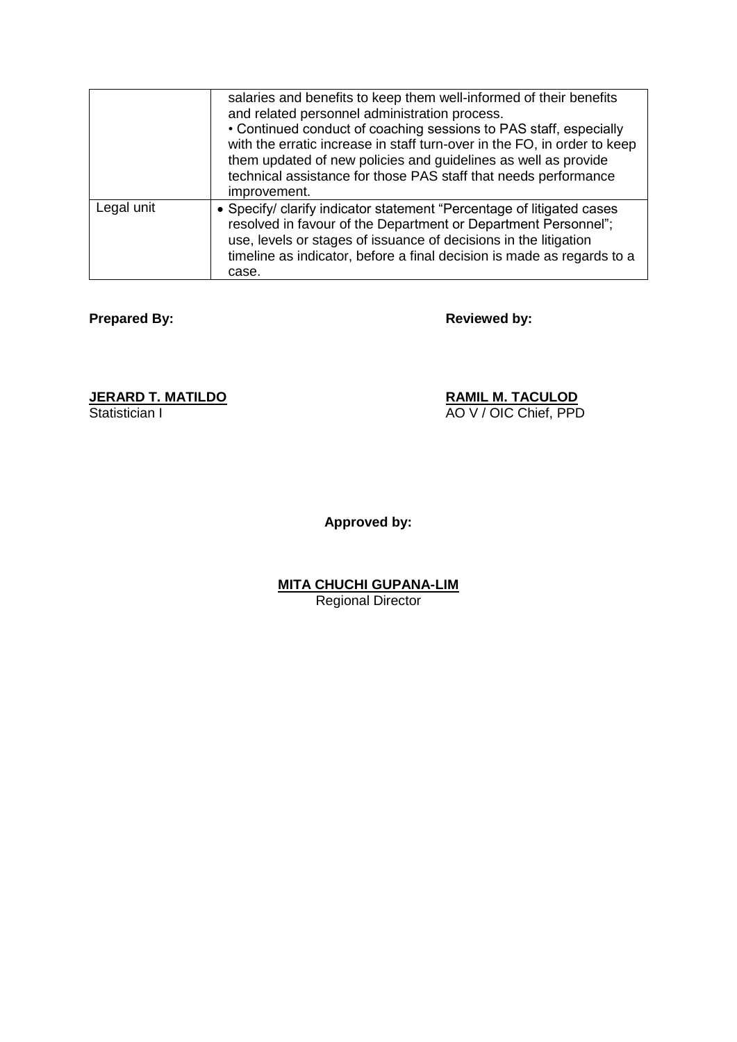| | |
|---|---|
| | salaries and benefits to keep them well-informed of their benefits and related personnel administration process.<br>• Continued conduct of coaching sessions to PAS staff, especially with the erratic increase in staff turn-over in the FO, in order to keep them updated of new policies and guidelines as well as provide technical assistance for those PAS staff that needs performance improvement. |
| Legal unit | • Specify/ clarify indicator statement "Percentage of litigated cases resolved in favour of the Department or Department Personnel"; use, levels or stages of issuance of decisions in the litigation timeline as indicator, before a final decision is made as regards to a case. |

**Prepared By:**

**JERARD T. MATILDO**
Statistician I

**Reviewed by:**

**RAMIL M. TACULOD**
AO V / OIC Chief, PPD

**Approved by:**

**MITA CHUCHI GUPANA-LIM**
Regional Director